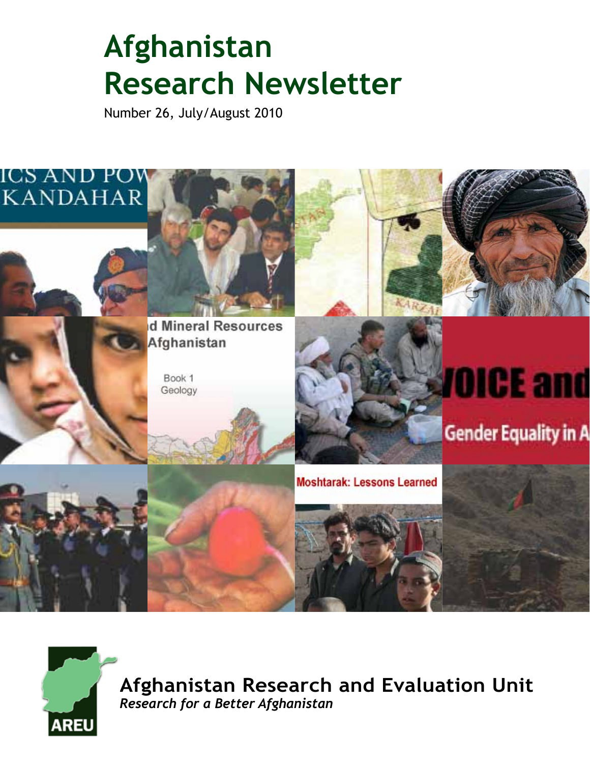# Afghanistan Research Newsletter

Number 26, July/August 2010

**Afghanistan Research and Evaluation Unit**

*Research for a Better Afghanistan*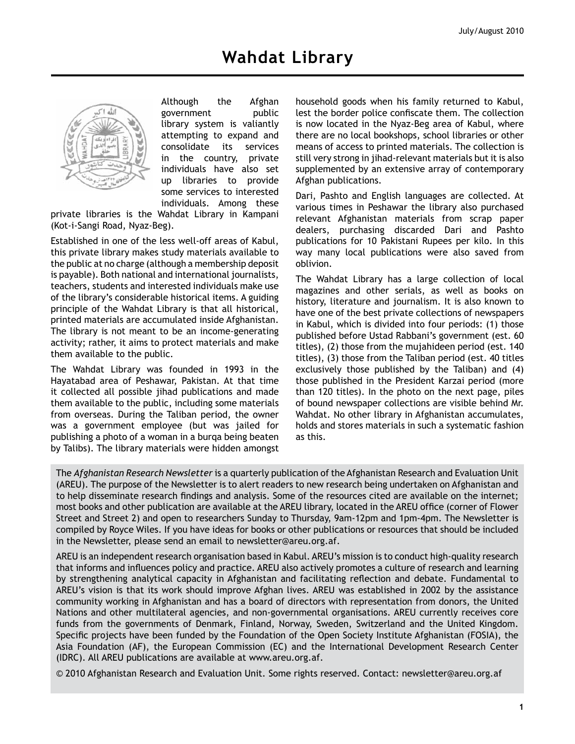# Wahdat Library

Although the Afghan government public library system is valiantly attempting to expand and consolidate its services in the country, private individuals have also set up libraries to provide some services to interested individuals. Among these private libraries is the Wahdat Library in Kampani (Kot-i-Sangi Road, Nyaz-Beg).

Established in one of the less well-off areas of Kabul, this private library makes study materials available to the public at no charge (although a membership deposit is payable). Both national and international journalists, teachers, students and interested individuals make use of the library's considerable historical items. A guiding principle of the Wahdat Library is that all historical, printed materials are accumulated inside Afghanistan. The library is not meant to be an income-generating activity; rather, it aims to protect materials and make them available to the public.

The Wahdat Library was founded in 1993 in the Hayatabad area of Peshawar, Pakistan. At that time it collected all possible jihad publications and made them available to the public, including some materials from overseas. During the Taliban period, the owner was a government employee (but was jailed for publishing a photo of a woman in a burqa being beaten by Talibs). The library materials were hidden amongst household goods when his family returned to Kabul, lest the border police confiscate them. The collection is now located in the Nyaz-Beg area of Kabul, where there are no local bookshops, school libraries or other means of access to printed materials. The collection is still very strong in jihad-relevant materials but it is also supplemented by an extensive array of contemporary Afghan publications.

Dari, Pashto and English languages are collected. At various times in Peshawar the library also purchased relevant Afghanistan materials from scrap paper dealers, purchasing discarded Dari and Pashto publications for 10 Pakistani Rupees per kilo. In this way many local publications were also saved from oblivion.

The Wahdat Library has a large collection of local magazines and other serials, as well as books on history, literature and journalism. It is also known to have one of the best private collections of newspapers in Kabul, which is divided into four periods: (1) those published before Ustad Rabbani's government (est. 60 titles), (2) those from the mujahideen period (est. 140 titles), (3) those from the Taliban period (est. 40 titles exclusively those published by the Taliban) and (4) those published in the President Karzai period (more than 120 titles). In the photo on the next page, piles of bound newspaper collections are visible behind Mr. Wahdat. No other library in Afghanistan accumulates, holds and stores materials in such a systematic fashion as this.

The *Afghanistan Research Newsletter* is a quarterly publication of the Afghanistan Research and Evaluation Unit (AREU). The purpose of the Newsletter is to alert readers to new research being undertaken on Afghanistan and to help disseminate research findings and analysis. Some of the resources cited are available on the internet; most books and other publication are available at the AREU library, located in the AREU office (corner of Flower Street and Street 2) and open to researchers Sunday to Thursday, 9am-12pm and 1pm-4pm. The Newsletter is compiled by Royce Wiles. If you have ideas for books or other publications or resources that should be included in the Newsletter, please send an email to newsletter@areu.org.af.

AREU is an independent research organisation based in Kabul. AREU's mission is to conduct high-quality research that informs and influences policy and practice. AREU also actively promotes a culture of research and learning by strengthening analytical capacity in Afghanistan and facilitating reflection and debate. Fundamental to AREU's vision is that its work should improve Afghan lives. AREU was established in 2002 by the assistance community working in Afghanistan and has a board of directors with representation from donors, the United Nations and other multilateral agencies, and non-governmental organisations. AREU currently receives core funds from the governments of Denmark, Finland, Norway, Sweden, Switzerland and the United Kingdom. Specific projects have been funded by the Foundation of the Open Society Institute Afghanistan (FOSIA), the Asia Foundation (AF), the European Commission (EC) and the International Development Research Center (IDRC). All AREU publications are available at www.areu.org.af.

© 2010 Afghanistan Research and Evaluation Unit. Some rights reserved. Contact: newsletter@areu.org.af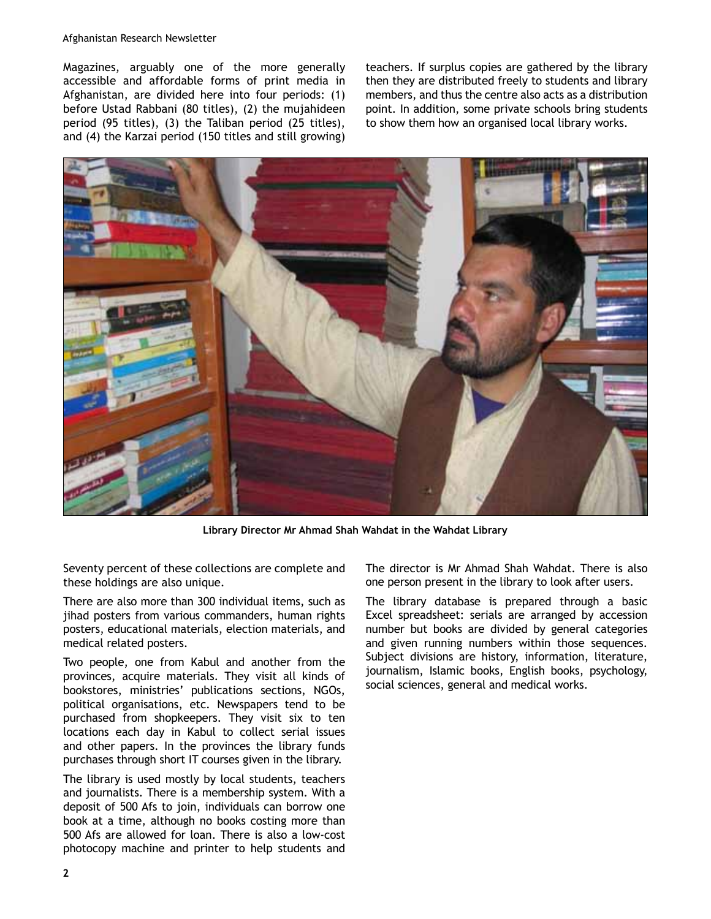Magazines, arguably one of the more generally accessible and affordable forms of print media in Afghanistan, are divided here into four periods: (1) before Ustad Rabbani (80 titles), (2) the mujahideen period (95 titles), (3) the Taliban period (25 titles), and (4) the Karzai period (150 titles and still growing) teachers. If surplus copies are gathered by the library then they are distributed freely to students and library members, and thus the centre also acts as a distribution point. In addition, some private schools bring students to show them how an organised local library works.

**Library Director Mr Ahmad Shah Wahdat in the Wahdat Library**

Seventy percent of these collections are complete and these holdings are also unique.

There are also more than 300 individual items, such as jihad posters from various commanders, human rights posters, educational materials, election materials, and medical related posters.

Two people, one from Kabul and another from the provinces, acquire materials. They visit all kinds of bookstores, ministries' publications sections, NGOs, political organisations, etc. Newspapers tend to be purchased from shopkeepers. They visit six to ten locations each day in Kabul to collect serial issues and other papers. In the provinces the library funds purchases through short IT courses given in the library.

The library is used mostly by local students, teachers and journalists. There is a membership system. With a deposit of 500 Afs to join, individuals can borrow one book at a time, although no books costing more than 500 Afs are allowed for loan. There is also a low-cost photocopy machine and printer to help students and

The director is Mr Ahmad Shah Wahdat. There is also one person present in the library to look after users.

The library database is prepared through a basic Excel spreadsheet: serials are arranged by accession number but books are divided by general categories and given running numbers within those sequences. Subject divisions are history, information, literature, journalism, Islamic books, English books, psychology, social sciences, general and medical works.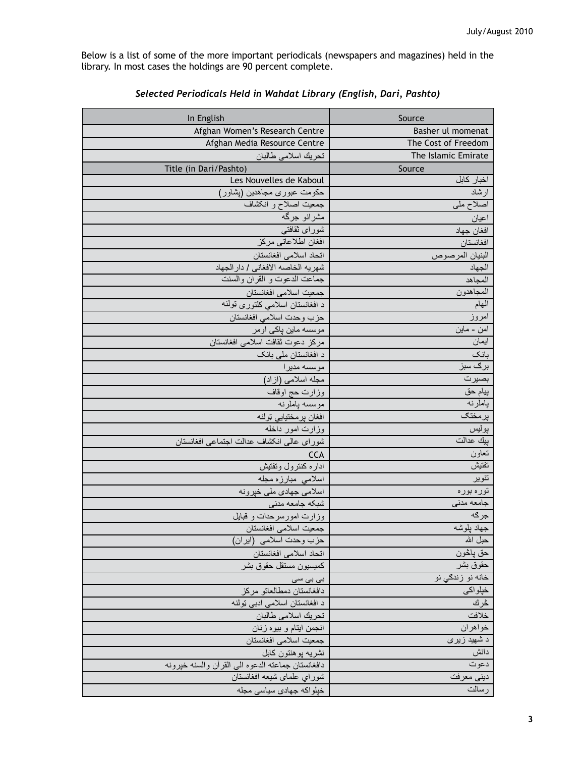Below is a list of some of the more important periodicals (newspapers and magazines) held in the library. In most cases the holdings are 90 percent complete.

***Selected Periodicals Held in Wahdat Library (English, Dari, Pashto)***

| In English | Source |
|---|---|
| Afghan Women's Research Centre | Basher ul momenat |
| Afghan Media Resource Centre | The Cost of Freedom |
| تحريك اسلامی طالبان | The Islamic Emirate |
| **Title (in Dari/Pashto)** | **Source** |
| Les Nouvelles de Kaboul | اخبار كابل |
| حکومت عبوری مجاهدین (پشاور) | ارشاد |
| جمعیت اصلاح و انکشاف | اصلاح ملی |
| مشرانو جرگه | اعیان |
| شورای ثقافتي | افغان جهاد |
| افغان اطلاعاتی مرکز | افغانستان |
| اتحاد اسلامی افغانستان | البنیان المرصوص |
| شهریه الخاصه الافغانی / دارالجهاد | الجهاد |
| جماعت الدعوت و القران والسنت | المجاهد |
| جمعیت اسلامی افغانستان | المجاهدون |
| د افغانستان اسلامي کلتوری تولنه | الهام |
| حزب وحدت اسلامي افغانستان | امروز |
| موسسه ماین پاکی اومر | امن - ماین |
| مرکز دعوت ثقافت اسلامی افغانستان | ایمان |
| د افغانستان ملی بانک | بانک |
| موسسه مدیرا | برگ سبز |
| مجله اسلامی (ازاد) | بصیرت |
| وزارت حج اوقاف | پیام حق |
| موسسه پاملرنه | پاملرنه |
| افغان پرمختیایي تولنه | پرمختګ |
| وزارت امور داخله | پولیس |
| شورای عالی انکشاف عدالت اجتماعی افغانستان | پیك عدالت |
| CCA | تعاون |
| اداره کنترول وتفتیش | تفتیش |
| اسلامي مبارزه مجله | تنویر |
| اسلامی جهادی ملی خپرونه | توره بوره |
| شبکه جامعه مدنی | جامعه مدنی |
| وزارت امورسرحدات و قبایل | جرگه |
| جمعیت اسلامی افغانستان | جهاد پلوشه |
| حزب وحدت اسلامی (ایران) | حبل الله |
| اتحاد اسلامی افغانستان | حق پاځون |
| کمیسیون مستقل حقوق بشر | حقوق بشر |
| بی بی سی | خانه نو زندگي نو |
| دافغانستان دمطالعاتو مرکز | خپلواکی |
| د افغانستان اسلامی ادبی تولنه | خرك |
| تحريك اسلامی طالبان | خلافت |
| انجمن ایتام و بیوه زنان | خواهران |
| جمعیت اسلامی افغانستان | د شهید زیری |
| نشریه پوهنتون کابل | دانش |
| دافغانستان جماعته الدعوه الی القرآن والسنه خپرونه | دعوت |
| شوراي علمای شیعه افغانستان | دینی معرفت |
| خپلواکه جهادی سیاسی مجله | رسالت |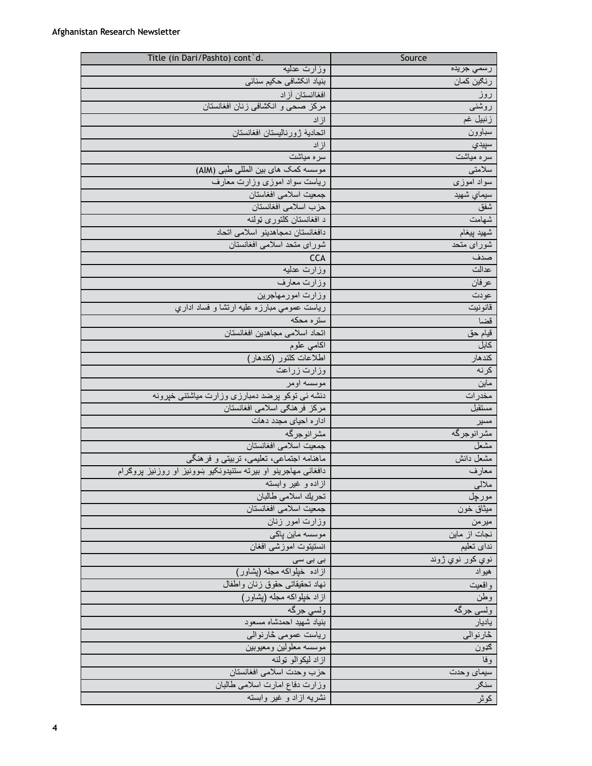| Title (in Dari/Pashto) cont`d. | Source |
|---|---|
| وزارت عدلیه | رسمي جریده |
| بنیاد انکشافی حکیم سنائی | رنگین کمان |
| افغانستان آزاد | روز |
| مرکز صحی و انکشافی زنان افغانستان | روشنی |
| ازاد | زنبیل غم |
| اتحادیهٔ ژورنالیستان افغانستان | سباوون |
| ازاد | سپیدي |
| سره میاشت | سره میاشت |
| موسسه کمک های بین المللی طبی (AIM) | سلامتی |
| ریاست سواد اموزی وزارت معارف | سواد اموزی |
| جمعیت اسلامی افغاستان | سیماي شهید |
| حزب اسلامی افغانستان | شفق |
| د افغانستان کلتوری ټولنه | شهامت |
| دافغانستان دمجاهدینو اسلامی اتحاد | شهید پیغام |
| شورای متحد اسلامی افغانستان | شورای متحد |
| CCA | صدف |
| وزارت عدلیه | عدالت |
| وزارت معارف | عرفان |
| وزارت امورمهاجرین | عودت |
| ریاست عمومي مبارزه علیه ارتشا و فساد اداري | قانونیت |
| ستره محکه | قضا |
| اتحاد اسلامی مجاهدین افغانستان | قیام حق |
| اکامي علوم | کابل |
| اطلاعات کلتور (کندهار) | کندهار |
| وزارت زراعت | کرنه |
| موسسه اومر | ماین |
| دنشه ئی توکو پرضد دمبارزی وزارت میاشتنی خپرونه | مخدرات |
| مرکز فرهنگی اسلامی افغانستان | مستقبل |
| اداره احیای مجدد دهات | مسیر |
| مشرانوجرگه | مشرانوجرگه |
| جمعیت اسلامی افغانستان | مشعل |
| ماهنامه اجتماعی، تعلیمی، تربیتی و فرهنگی | مشعل دانش |
| دافغانی مهاجرینو او بیرته ستنیدونکیو ښوونیز او روزنیز پروګرام | معارف |
| ازاده و غیر وابسته | ملالی |
| تحریك اسلامی طالبان | مورچل |
| جمعیت اسلامی افغانستان | میثاق خون |
| وزارت امور زنان | میرمن |
| موسسه ماین پاکی | نجات از ماین |
| انستیتوت اموزشی افغان | ندای تعلیم |
| بی بی سی | نوي کور نوي ژوند |
| ازاده خپلواکه مجله (پشاور) | هیواد |
| نهاد تحقیقاتی حقوق زنان واطفال | واقعیت |
| ازاد خپلواکه مجله (پشاور) | وطن |
| ولسي جرگه | ولسی جرگه |
| بنیاد شهید احمدشاه مسعود | یادیار |
| ریاست عمومی څارنوالی | څارنوالی |
| موسسه معلولین ومعیوبین | ګټون |
| ازاد لیکوالو ټولنه | وفا |
| حزب وحدت اسلامی افغانستان | سیمای وحدت |
| وزارت دفاع امارت اسلامی طالبان | سنگر |
| نشریه ازاد و غیر وابسته | کوثر |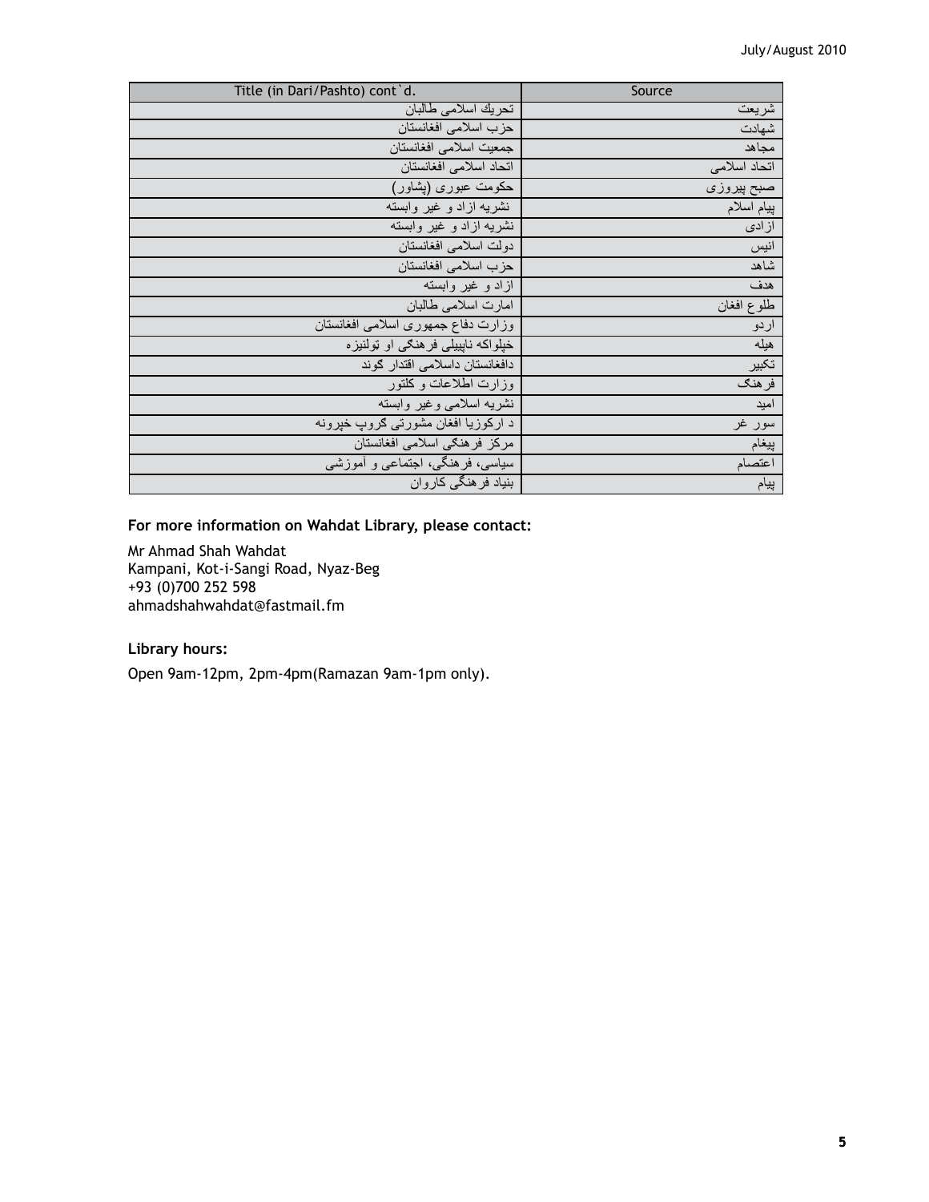| Title (in Dari/Pashto) cont`d. | Source |
|---|---|
| تحريك اسلامی طالبان | شريعت |
| حزب اسلامی افغانستان | شهادت |
| جمعيت اسلامی افغانستان | مجاهد |
| اتحاد اسلامی افغانستان | اتحاد اسلامی |
| حکومت عبوری (پشاور) | صبح پيروزی |
| نشريه ازاد و غير وابسته | پيام اسلام |
| نشريه ازاد و غير وابسته | ازادی |
| دولت اسلامی افغانستان | انيس |
| حزب اسلامی افغانستان | شاهد |
| ازاد و غير وابسته | هدف |
| امارت اسلامی طالبان | طلوع افغان |
| وزارت دفاع جمهوری اسلامی افغانستان | اردو |
| خپلواکه ناپيیلی فرهنگی او تولنيزه | هيله |
| دافغانستان داسلامی اقتدار گوند | تکبير |
| وزارت اطلاعات و کلتور | فرهنگ |
| نشريه اسلامی وغير وابسته | اميد |
| د ارکوزيا افغان مشورتی گروپ خپرونه | سور غر |
| مرکز فرهنگی اسلامی افغانستان | پيغام |
| سياسی، فرهنگی، اجتماعی و آموزشی | اعتصام |
| بنياد فرهنگی کاروان | پيام |

**For more information on Wahdat Library, please contact:**

Mr Ahmad Shah Wahdat
Kampani, Kot-i-Sangi Road, Nyaz-Beg
+93 (0)700 252 598
ahmadshahwahdat@fastmail.fm

**Library hours:**

Open 9am-12pm, 2pm-4pm(Ramazan 9am-1pm only).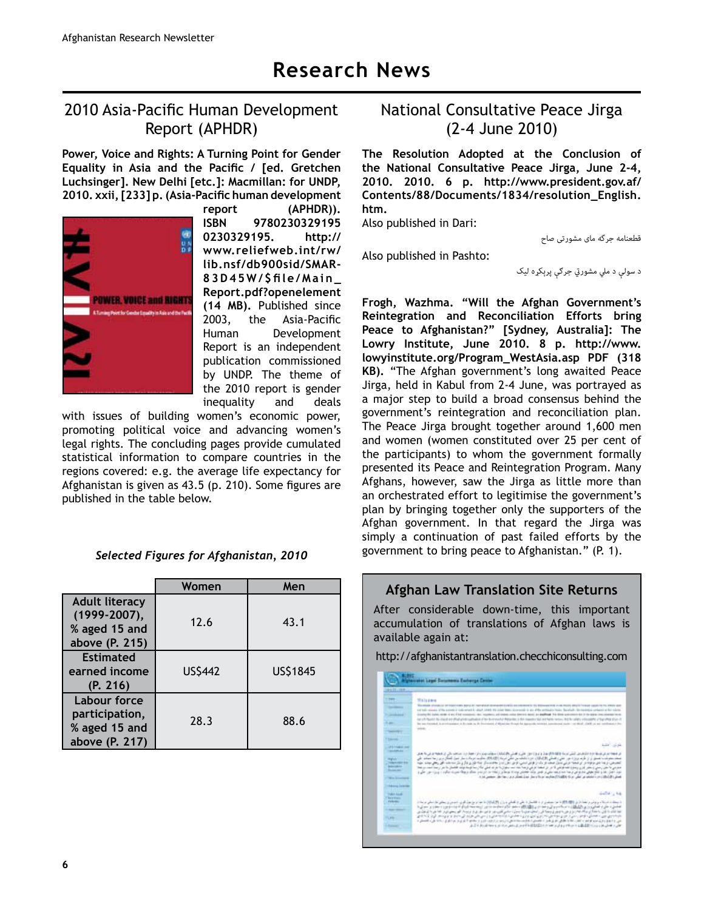# Research News

## 2010 Asia-Pacific Human Development Report (APHDR)

**Power, Voice and Rights: A Turning Point for Gender Equality in Asia and the Pacific / [ed. Gretchen Luchsinger]. New Delhi [etc.]: Macmillan: for UNDP, 2010. xxii, [233] p. (Asia-Pacific human development report (APHDR)). ISBN 9780230329195 0230329195. http://www.reliefweb.int/rw/lib.nsf/db900sid/SMAR-83D45W/$file/Main_Report.pdf?openelement (14 MB).** Published since 2003, the Asia-Pacific Human Development Report is an independent publication commissioned by UNDP. The theme of the 2010 report is gender inequality and deals with issues of building women's economic power, promoting political voice and advancing women's legal rights. The concluding pages provide cumulated statistical information to compare countries in the regions covered: e.g. the average life expectancy for Afghanistan is given as 43.5 (p. 210). Some figures are published in the table below.

*Selected Figures for Afghanistan, 2010*

| | Women | Men |
|---|---|---|
| Adult literacy (1999-2007), % aged 15 and above (P. 215) | 12.6 | 43.1 |
| Estimated earned income (P. 216) | US$442 | US$1845 |
| Labour force participation, % aged 15 and above (P. 217) | 28.3 | 88.6 |

## National Consultative Peace Jirga (2-4 June 2010)

**The Resolution Adopted at the Conclusion of the National Consultative Peace Jirga, June 2-4, 2010. 2010. 6 p. http://www.president.gov.af/Contents/88/Documents/1834/resolution_English.htm.**

Also published in Dari:

قطعنامه جرگه های مشورتی صاح

Also published in Pashto:

د سولې د ملي مشورتي جرګې پریکړه لیک

**Frogh, Wazhma. "Will the Afghan Government's Reintegration and Reconciliation Efforts bring Peace to Afghanistan?" [Sydney, Australia]: The Lowry Institute, June 2010. 8 p. http://www.lowyinstitute.org/Program_WestAsia.asp PDF (318 KB).** "The Afghan government's long awaited Peace Jirga, held in Kabul from 2-4 June, was portrayed as a major step to build a broad consensus behind the government's reintegration and reconciliation plan. The Peace Jirga brought together around 1,600 men and women (women constituted over 25 per cent of the participants) to whom the government formally presented its Peace and Reintegration Program. Many Afghans, however, saw the Jirga as little more than an orchestrated effort to legitimise the government's plan by bringing together only the supporters of the Afghan government. In that regard the Jirga was simply a continuation of past failed efforts by the government to bring peace to Afghanistan." (P. 1).

### Afghan Law Translation Site Returns

After considerable down-time, this important accumulation of translations of Afghan laws is available again at:

http://afghanistantranslation.checchiconsulting.com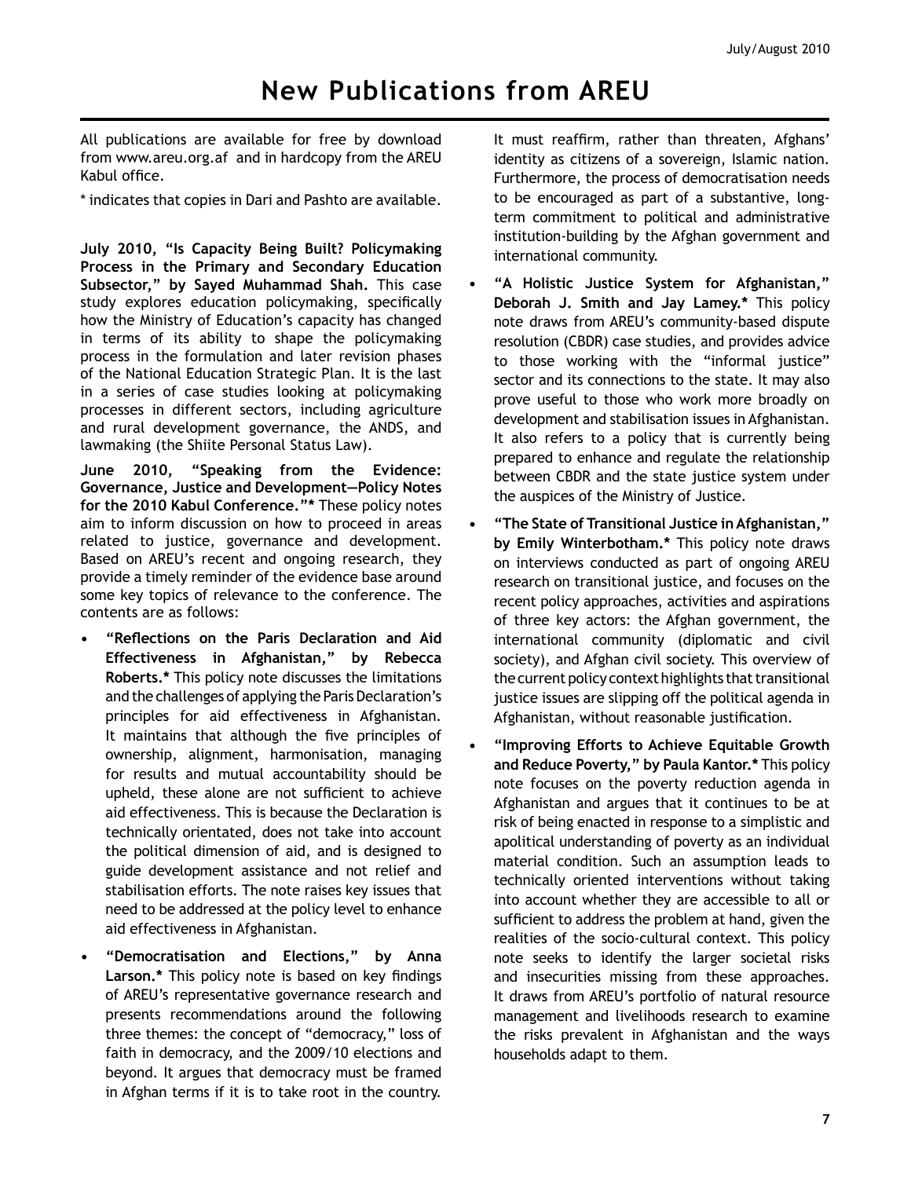# New Publications from AREU

All publications are available for free by download from www.areu.org.af and in hardcopy from the AREU Kabul office.

* indicates that copies in Dari and Pashto are available.

**July 2010, "Is Capacity Being Built? Policymaking Process in the Primary and Secondary Education Subsector," by Sayed Muhammad Shah.** This case study explores education policymaking, specifically how the Ministry of Education's capacity has changed in terms of its ability to shape the policymaking process in the formulation and later revision phases of the National Education Strategic Plan. It is the last in a series of case studies looking at policymaking processes in different sectors, including agriculture and rural development governance, the ANDS, and lawmaking (the Shiite Personal Status Law).

**June 2010, "Speaking from the Evidence: Governance, Justice and Development—Policy Notes for the 2010 Kabul Conference."*** These policy notes aim to inform discussion on how to proceed in areas related to justice, governance and development. Based on AREU's recent and ongoing research, they provide a timely reminder of the evidence base around some key topics of relevance to the conference. The contents are as follows:

- **"Reflections on the Paris Declaration and Aid Effectiveness in Afghanistan," by Rebecca Roberts.*** This policy note discusses the limitations and the challenges of applying the Paris Declaration's principles for aid effectiveness in Afghanistan. It maintains that although the five principles of ownership, alignment, harmonisation, managing for results and mutual accountability should be upheld, these alone are not sufficient to achieve aid effectiveness. This is because the Declaration is technically orientated, does not take into account the political dimension of aid, and is designed to guide development assistance and not relief and stabilisation efforts. The note raises key issues that need to be addressed at the policy level to enhance aid effectiveness in Afghanistan.
- **"Democratisation and Elections," by Anna Larson.*** This policy note is based on key findings of AREU's representative governance research and presents recommendations around the following three themes: the concept of "democracy," loss of faith in democracy, and the 2009/10 elections and beyond. It argues that democracy must be framed in Afghan terms if it is to take root in the country. It must reaffirm, rather than threaten, Afghans' identity as citizens of a sovereign, Islamic nation. Furthermore, the process of democratisation needs to be encouraged as part of a substantive, long-term commitment to political and administrative institution-building by the Afghan government and international community.
- **"A Holistic Justice System for Afghanistan," Deborah J. Smith and Jay Lamey.*** This policy note draws from AREU's community-based dispute resolution (CBDR) case studies, and provides advice to those working with the "informal justice" sector and its connections to the state. It may also prove useful to those who work more broadly on development and stabilisation issues in Afghanistan. It also refers to a policy that is currently being prepared to enhance and regulate the relationship between CBDR and the state justice system under the auspices of the Ministry of Justice.
- **"The State of Transitional Justice in Afghanistan," by Emily Winterbotham.*** This policy note draws on interviews conducted as part of ongoing AREU research on transitional justice, and focuses on the recent policy approaches, activities and aspirations of three key actors: the Afghan government, the international community (diplomatic and civil society), and Afghan civil society. This overview of the current policy context highlights that transitional justice issues are slipping off the political agenda in Afghanistan, without reasonable justification.
- **"Improving Efforts to Achieve Equitable Growth and Reduce Poverty," by Paula Kantor.*** This policy note focuses on the poverty reduction agenda in Afghanistan and argues that it continues to be at risk of being enacted in response to a simplistic and apolitical understanding of poverty as an individual material condition. Such an assumption leads to technically oriented interventions without taking into account whether they are accessible to all or sufficient to address the problem at hand, given the realities of the socio-cultural context. This policy note seeks to identify the larger societal risks and insecurities missing from these approaches. It draws from AREU's portfolio of natural resource management and livelihoods research to examine the risks prevalent in Afghanistan and the ways households adapt to them.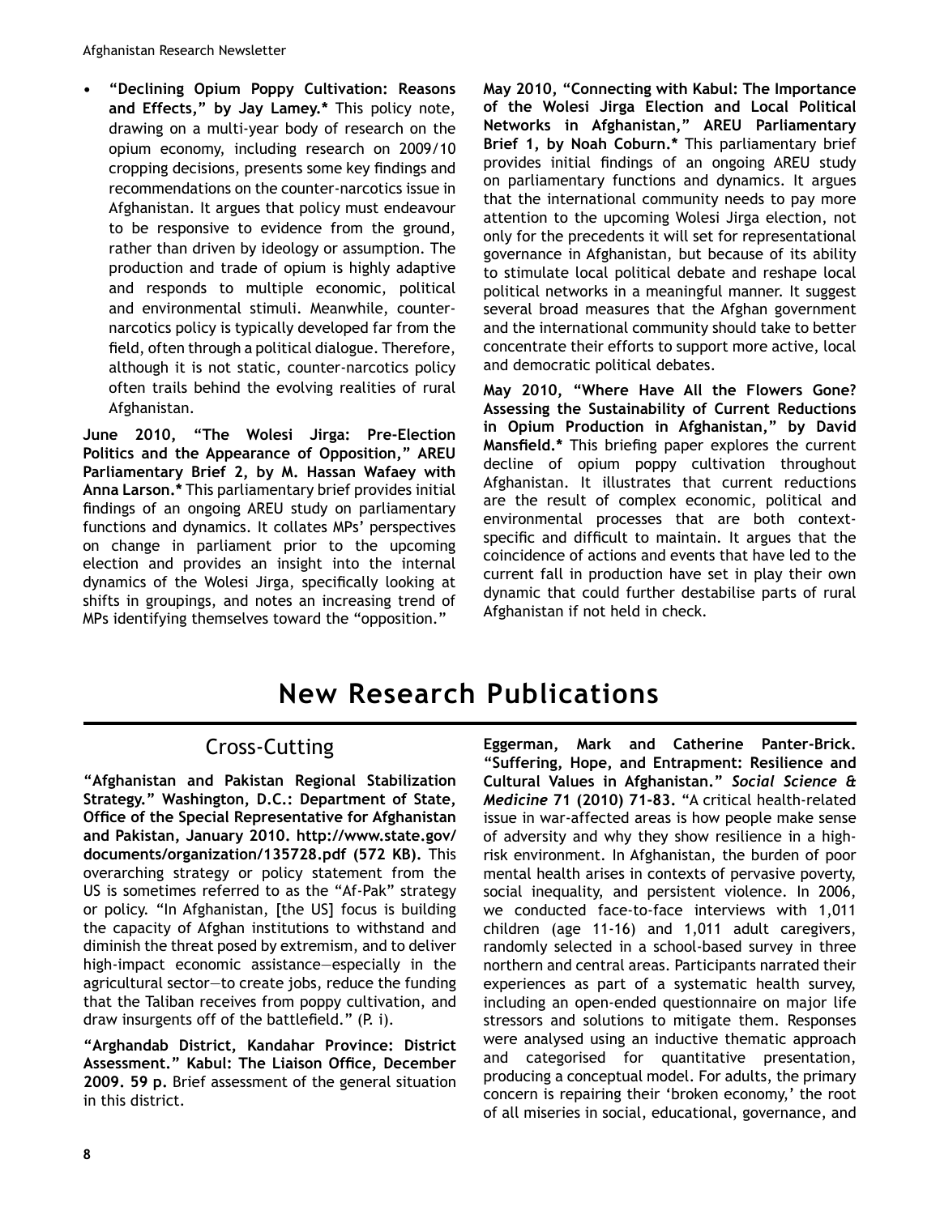- **"Declining Opium Poppy Cultivation: Reasons and Effects," by Jay Lamey.*** This policy note, drawing on a multi-year body of research on the opium economy, including research on 2009/10 cropping decisions, presents some key findings and recommendations on the counter-narcotics issue in Afghanistan. It argues that policy must endeavour to be responsive to evidence from the ground, rather than driven by ideology or assumption. The production and trade of opium is highly adaptive and responds to multiple economic, political and environmental stimuli. Meanwhile, counter-narcotics policy is typically developed far from the field, often through a political dialogue. Therefore, although it is not static, counter-narcotics policy often trails behind the evolving realities of rural Afghanistan.

**June 2010, "The Wolesi Jirga: Pre-Election Politics and the Appearance of Opposition," AREU Parliamentary Brief 2, by M. Hassan Wafaey with Anna Larson.*** This parliamentary brief provides initial findings of an ongoing AREU study on parliamentary functions and dynamics. It collates MPs' perspectives on change in parliament prior to the upcoming election and provides an insight into the internal dynamics of the Wolesi Jirga, specifically looking at shifts in groupings, and notes an increasing trend of MPs identifying themselves toward the "opposition."

**May 2010, "Connecting with Kabul: The Importance of the Wolesi Jirga Election and Local Political Networks in Afghanistan," AREU Parliamentary Brief 1, by Noah Coburn.*** This parliamentary brief provides initial findings of an ongoing AREU study on parliamentary functions and dynamics. It argues that the international community needs to pay more attention to the upcoming Wolesi Jirga election, not only for the precedents it will set for representational governance in Afghanistan, but because of its ability to stimulate local political debate and reshape local political networks in a meaningful manner. It suggest several broad measures that the Afghan government and the international community should take to better concentrate their efforts to support more active, local and democratic political debates.

**May 2010, "Where Have All the Flowers Gone? Assessing the Sustainability of Current Reductions in Opium Production in Afghanistan," by David Mansfield.*** This briefing paper explores the current decline of opium poppy cultivation throughout Afghanistan. It illustrates that current reductions are the result of complex economic, political and environmental processes that are both context-specific and difficult to maintain. It argues that the coincidence of actions and events that have led to the current fall in production have set in play their own dynamic that could further destabilise parts of rural Afghanistan if not held in check.

# New Research Publications

## Cross-Cutting

**"Afghanistan and Pakistan Regional Stabilization Strategy." Washington, D.C.: Department of State, Office of the Special Representative for Afghanistan and Pakistan, January 2010. http://www.state.gov/documents/organization/135728.pdf (572 KB).** This overarching strategy or policy statement from the US is sometimes referred to as the "Af-Pak" strategy or policy. "In Afghanistan, [the US] focus is building the capacity of Afghan institutions to withstand and diminish the threat posed by extremism, and to deliver high-impact economic assistance—especially in the agricultural sector—to create jobs, reduce the funding that the Taliban receives from poppy cultivation, and draw insurgents off of the battlefield." (P. i).

**"Arghandab District, Kandahar Province: District Assessment." Kabul: The Liaison Office, December 2009. 59 p.** Brief assessment of the general situation in this district.

**Eggerman, Mark and Catherine Panter-Brick. "Suffering, Hope, and Entrapment: Resilience and Cultural Values in Afghanistan."** ***Social Science & Medicine*** **71 (2010) 71-83.** "A critical health-related issue in war-affected areas is how people make sense of adversity and why they show resilience in a high-risk environment. In Afghanistan, the burden of poor mental health arises in contexts of pervasive poverty, social inequality, and persistent violence. In 2006, we conducted face-to-face interviews with 1,011 children (age 11-16) and 1,011 adult caregivers, randomly selected in a school-based survey in three northern and central areas. Participants narrated their experiences as part of a systematic health survey, including an open-ended questionnaire on major life stressors and solutions to mitigate them. Responses were analysed using an inductive thematic approach and categorised for quantitative presentation, producing a conceptual model. For adults, the primary concern is repairing their 'broken economy,' the root of all miseries in social, educational, governance, and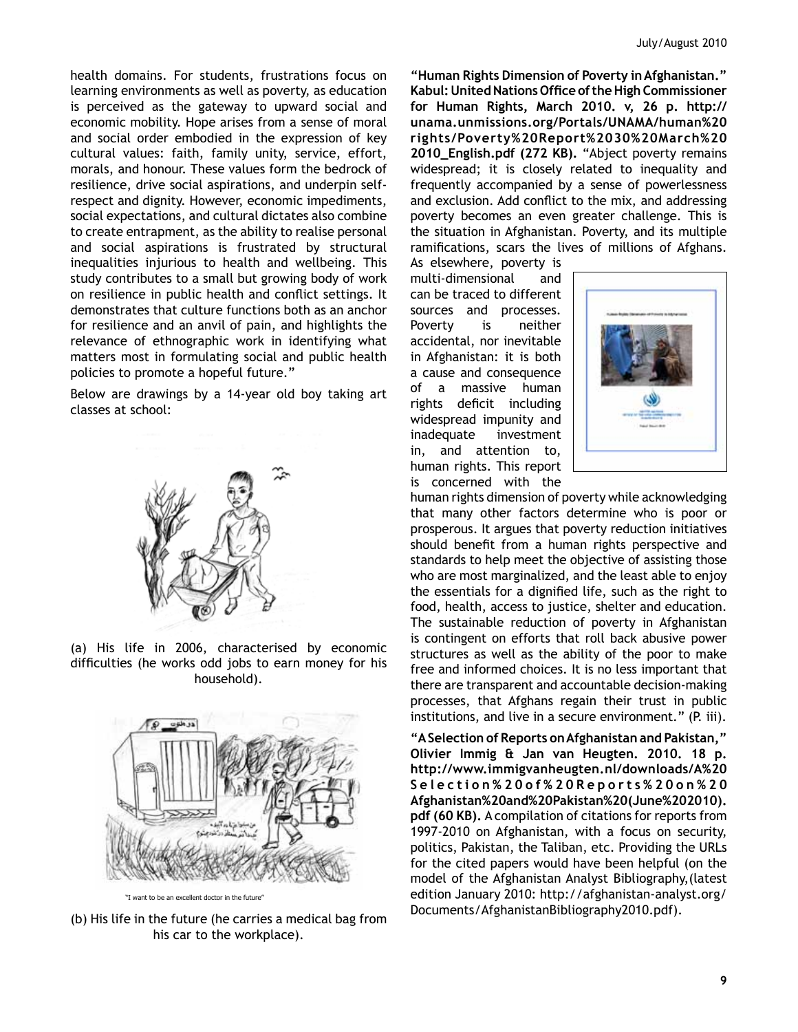health domains. For students, frustrations focus on learning environments as well as poverty, as education is perceived as the gateway to upward social and economic mobility. Hope arises from a sense of moral and social order embodied in the expression of key cultural values: faith, family unity, service, effort, morals, and honour. These values form the bedrock of resilience, drive social aspirations, and underpin self-respect and dignity. However, economic impediments, social expectations, and cultural dictates also combine to create entrapment, as the ability to realise personal and social aspirations is frustrated by structural inequalities injurious to health and wellbeing. This study contributes to a small but growing body of work on resilience in public health and conflict settings. It demonstrates that culture functions both as an anchor for resilience and an anvil of pain, and highlights the relevance of ethnographic work in identifying what matters most in formulating social and public health policies to promote a hopeful future."

Below are drawings by a 14-year old boy taking art classes at school:

(a) His life in 2006, characterised by economic difficulties (he works odd jobs to earn money for his household).

"I want to be an excellent doctor in the future"

(b) His life in the future (he carries a medical bag from his car to the workplace).

**"Human Rights Dimension of Poverty in Afghanistan." Kabul: United Nations Office of the High Commissioner for Human Rights, March 2010. v, 26 p. http://unama.unmissions.org/Portals/UNAMA/human%20rights/Poverty%20Report%2030%20March%202010_English.pdf (272 KB).** "Abject poverty remains widespread; it is closely related to inequality and frequently accompanied by a sense of powerlessness and exclusion. Add conflict to the mix, and addressing poverty becomes an even greater challenge. This is the situation in Afghanistan. Poverty, and its multiple ramifications, scars the lives of millions of Afghans. As elsewhere, poverty is multi-dimensional and can be traced to different sources and processes. Poverty is neither accidental, nor inevitable in Afghanistan: it is both a cause and consequence of a massive human rights deficit including widespread impunity and inadequate investment in, and attention to, human rights. This report is concerned with the human rights dimension of poverty while acknowledging that many other factors determine who is poor or prosperous. It argues that poverty reduction initiatives should benefit from a human rights perspective and standards to help meet the objective of assisting those who are most marginalized, and the least able to enjoy the essentials for a dignified life, such as the right to food, health, access to justice, shelter and education. The sustainable reduction of poverty in Afghanistan is contingent on efforts that roll back abusive power structures as well as the ability of the poor to make free and informed choices. It is no less important that there are transparent and accountable decision-making processes, that Afghans regain their trust in public institutions, and live in a secure environment." (P. iii).

**"A Selection of Reports on Afghanistan and Pakistan," Olivier Immig & Jan van Heugten. 2010. 18 p. http://www.immigvanheugten.nl/downloads/A%20Selection%20of%20Reports%20on%20Afghanistan%20and%20Pakistan%20(June%202010).pdf (60 KB).** A compilation of citations for reports from 1997-2010 on Afghanistan, with a focus on security, politics, Pakistan, the Taliban, etc. Providing the URLs for the cited papers would have been helpful (on the model of the Afghanistan Analyst Bibliography,(latest edition January 2010: http://afghanistan-analyst.org/Documents/AfghanistanBibliography2010.pdf).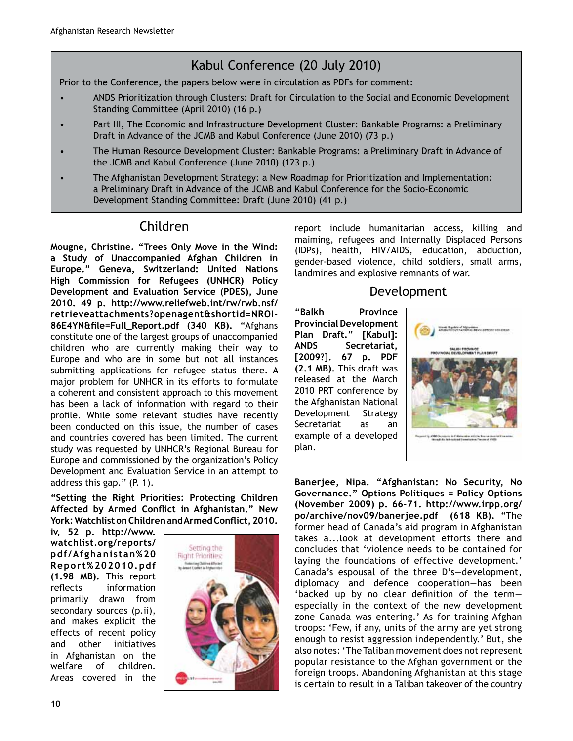## Kabul Conference (20 July 2010)

Prior to the Conference, the papers below were in circulation as PDFs for comment:

- ANDS Prioritization through Clusters: Draft for Circulation to the Social and Economic Development Standing Committee (April 2010) (16 p.)
- Part III, The Economic and Infrastructure Development Cluster: Bankable Programs: a Preliminary Draft in Advance of the JCMB and Kabul Conference (June 2010) (73 p.)
- The Human Resource Development Cluster: Bankable Programs: a Preliminary Draft in Advance of the JCMB and Kabul Conference (June 2010) (123 p.)
- The Afghanistan Development Strategy: a New Roadmap for Prioritization and Implementation: a Preliminary Draft in Advance of the JCMB and Kabul Conference for the Socio-Economic Development Standing Committee: Draft (June 2010) (41 p.)

## Children

**Mougne, Christine. "Trees Only Move in the Wind: a Study of Unaccompanied Afghan Children in Europe." Geneva, Switzerland: United Nations High Commission for Refugees (UNHCR) Policy Development and Evaluation Service (PDES), June 2010. 49 p. http://www.reliefweb.int/rw/rwb.nsf/retrieveattachments?openagent&shortid=NROI-86E4YN&file=Full_Report.pdf (340 KB).** "Afghans constitute one of the largest groups of unaccompanied children who are currently making their way to Europe and who are in some but not all instances submitting applications for refugee status there. A major problem for UNHCR in its efforts to formulate a coherent and consistent approach to this movement has been a lack of information with regard to their profile. While some relevant studies have recently been conducted on this issue, the number of cases and countries covered has been limited. The current study was requested by UNHCR's Regional Bureau for Europe and commissioned by the organization's Policy Development and Evaluation Service in an attempt to address this gap." (P. 1).

**"Setting the Right Priorities: Protecting Children Affected by Armed Conflict in Afghanistan." New York: Watchlist on Children and Armed Conflict, 2010. iv, 52 p. http://www.watchlist.org/reports/pdf/Afghanistan%20Report%202010.pdf (1.98 MB).** This report reflects information primarily drawn from secondary sources (p.ii), and makes explicit the effects of recent policy and other initiatives in Afghanistan on the welfare of children. Areas covered in the report include humanitarian access, killing and maiming, refugees and Internally Displaced Persons (IDPs), health, HIV/AIDS, education, abduction, gender-based violence, child soldiers, small arms, landmines and explosive remnants of war.

## Development

**"Balkh Province Provincial Development Plan Draft." [Kabul]: ANDS Secretariat, [2009?]. 67 p. PDF (2.1 MB).** This draft was released at the March 2010 PRT conference by the Afghanistan National Development Strategy Secretariat as an example of a developed plan.

**Banerjee, Nipa. "Afghanistan: No Security, No Governance." Options Politiques = Policy Options (November 2009) p. 66-71. http://www.irpp.org/po/archive/nov09/banerjee.pdf (618 KB).** "The former head of Canada's aid program in Afghanistan takes a...look at development efforts there and concludes that 'violence needs to be contained for laying the foundations of effective development.' Canada's espousal of the three D's—development, diplomacy and defence cooperation—has been 'backed up by no clear definition of the term—especially in the context of the new development zone Canada was entering.' As for training Afghan troops: 'Few, if any, units of the army are yet strong enough to resist aggression independently.' But, she also notes: 'The Taliban movement does not represent popular resistance to the Afghan government or the foreign troops. Abandoning Afghanistan at this stage is certain to result in a Taliban takeover of the country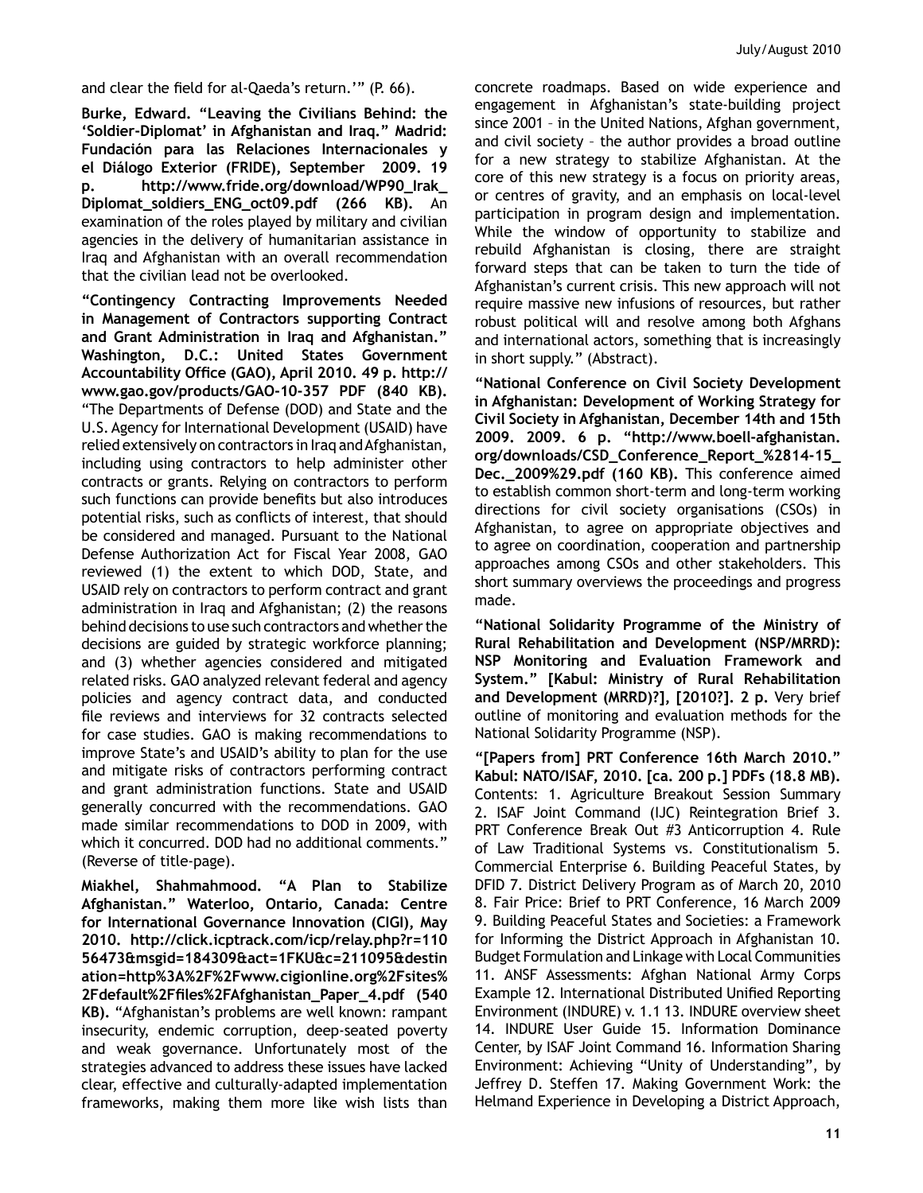and clear the field for al-Qaeda's return.'" (P. 66).

**Burke, Edward. "Leaving the Civilians Behind: the 'Soldier-Diplomat' in Afghanistan and Iraq." Madrid: Fundación para las Relaciones Internacionales y el Diálogo Exterior (FRIDE), September 2009. 19 p. http://www.fride.org/download/WP90_Irak_Diplomat_soldiers_ENG_oct09.pdf (266 KB).** An examination of the roles played by military and civilian agencies in the delivery of humanitarian assistance in Iraq and Afghanistan with an overall recommendation that the civilian lead not be overlooked.

**"Contingency Contracting Improvements Needed in Management of Contractors supporting Contract and Grant Administration in Iraq and Afghanistan." Washington, D.C.: United States Government Accountability Office (GAO), April 2010. 49 p. http://www.gao.gov/products/GAO-10-357 PDF (840 KB).** "The Departments of Defense (DOD) and State and the U.S. Agency for International Development (USAID) have relied extensively on contractors in Iraq and Afghanistan, including using contractors to help administer other contracts or grants. Relying on contractors to perform such functions can provide benefits but also introduces potential risks, such as conflicts of interest, that should be considered and managed. Pursuant to the National Defense Authorization Act for Fiscal Year 2008, GAO reviewed (1) the extent to which DOD, State, and USAID rely on contractors to perform contract and grant administration in Iraq and Afghanistan; (2) the reasons behind decisions to use such contractors and whether the decisions are guided by strategic workforce planning; and (3) whether agencies considered and mitigated related risks. GAO analyzed relevant federal and agency policies and agency contract data, and conducted file reviews and interviews for 32 contracts selected for case studies. GAO is making recommendations to improve State's and USAID's ability to plan for the use and mitigate risks of contractors performing contract and grant administration functions. State and USAID generally concurred with the recommendations. GAO made similar recommendations to DOD in 2009, with which it concurred. DOD had no additional comments." (Reverse of title-page).

**Miakhel, Shahmahmood. "A Plan to Stabilize Afghanistan." Waterloo, Ontario, Canada: Centre for International Governance Innovation (CIGI), May 2010. http://click.icptrack.com/icp/relay.php?r=11056473&msgid=184309&act=1FKU&c=211095&destination=http%3A%2F%2Fwww.cigionline.org%2Fsites%2Fdefault%2Ffiles%2FAfghanistan_Paper_4.pdf (540 KB).** "Afghanistan's problems are well known: rampant insecurity, endemic corruption, deep-seated poverty and weak governance. Unfortunately most of the strategies advanced to address these issues have lacked clear, effective and culturally-adapted implementation frameworks, making them more like wish lists than concrete roadmaps. Based on wide experience and engagement in Afghanistan's state-building project since 2001 – in the United Nations, Afghan government, and civil society – the author provides a broad outline for a new strategy to stabilize Afghanistan. At the core of this new strategy is a focus on priority areas, or centres of gravity, and an emphasis on local-level participation in program design and implementation. While the window of opportunity to stabilize and rebuild Afghanistan is closing, there are straight forward steps that can be taken to turn the tide of Afghanistan's current crisis. This new approach will not require massive new infusions of resources, but rather robust political will and resolve among both Afghans and international actors, something that is increasingly in short supply." (Abstract).

**"National Conference on Civil Society Development in Afghanistan: Development of Working Strategy for Civil Society in Afghanistan, December 14th and 15th 2009. 2009. 6 p. "http://www.boell-afghanistan.org/downloads/CSD_Conference_Report_%2814-15_Dec._2009%29.pdf (160 KB).** This conference aimed to establish common short-term and long-term working directions for civil society organisations (CSOs) in Afghanistan, to agree on appropriate objectives and to agree on coordination, cooperation and partnership approaches among CSOs and other stakeholders. This short summary overviews the proceedings and progress made.

**"National Solidarity Programme of the Ministry of Rural Rehabilitation and Development (NSP/MRRD): NSP Monitoring and Evaluation Framework and System." [Kabul: Ministry of Rural Rehabilitation and Development (MRRD)?], [2010?]. 2 p.** Very brief outline of monitoring and evaluation methods for the National Solidarity Programme (NSP).

**"[Papers from] PRT Conference 16th March 2010." Kabul: NATO/ISAF, 2010. [ca. 200 p.] PDFs (18.8 MB).** Contents: 1. Agriculture Breakout Session Summary 2. ISAF Joint Command (IJC) Reintegration Brief 3. PRT Conference Break Out #3 Anticorruption 4. Rule of Law Traditional Systems vs. Constitutionalism 5. Commercial Enterprise 6. Building Peaceful States, by DFID 7. District Delivery Program as of March 20, 2010 8. Fair Price: Brief to PRT Conference, 16 March 2009 9. Building Peaceful States and Societies: a Framework for Informing the District Approach in Afghanistan 10. Budget Formulation and Linkage with Local Communities 11. ANSF Assessments: Afghan National Army Corps Example 12. International Distributed Unified Reporting Environment (INDURE) v. 1.1 13. INDURE overview sheet 14. INDURE User Guide 15. Information Dominance Center, by ISAF Joint Command 16. Information Sharing Environment: Achieving "Unity of Understanding", by Jeffrey D. Steffen 17. Making Government Work: the Helmand Experience in Developing a District Approach,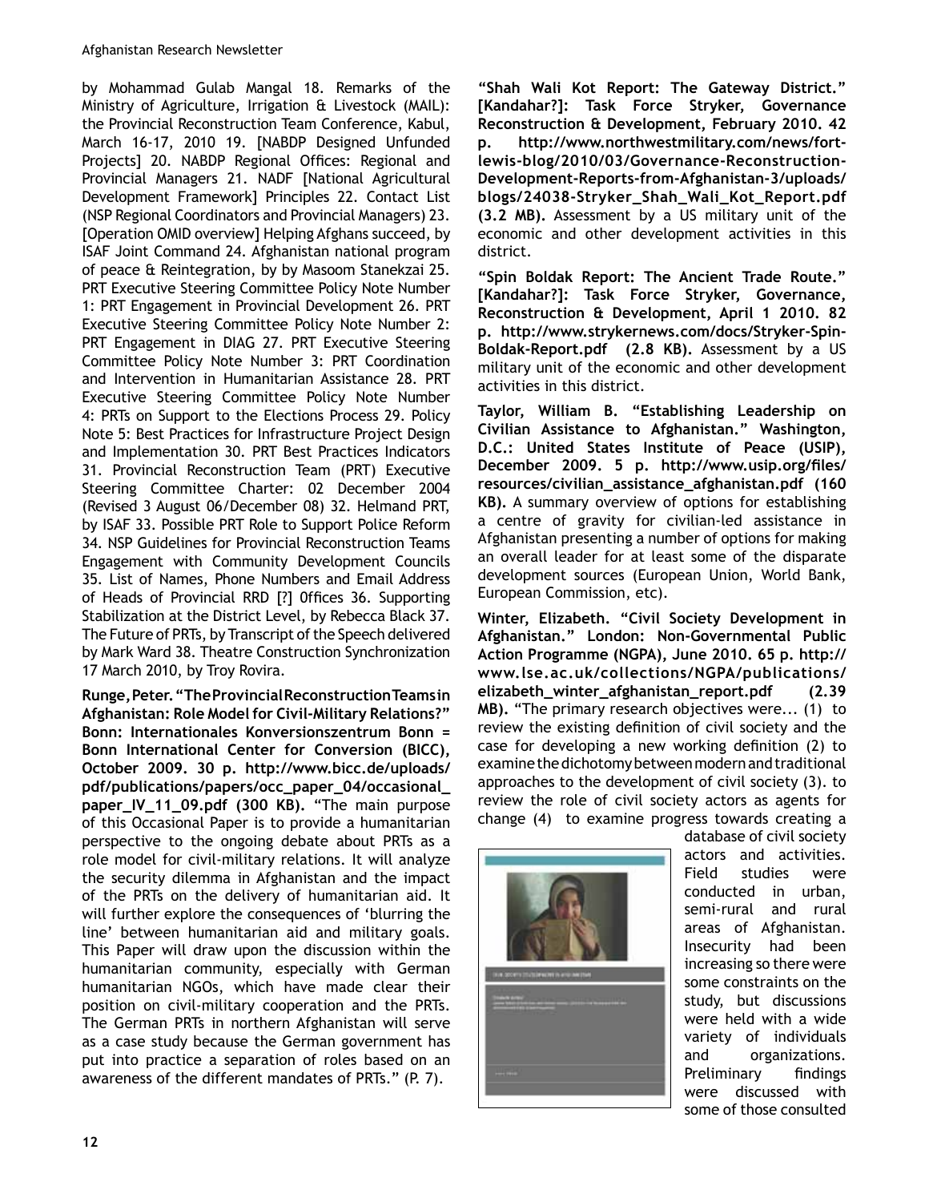by Mohammad Gulab Mangal 18. Remarks of the Ministry of Agriculture, Irrigation & Livestock (MAIL): the Provincial Reconstruction Team Conference, Kabul, March 16-17, 2010 19. [NABDP Designed Unfunded Projects] 20. NABDP Regional Offices: Regional and Provincial Managers 21. NADF [National Agricultural Development Framework] Principles 22. Contact List (NSP Regional Coordinators and Provincial Managers) 23. [Operation OMID overview] Helping Afghans succeed, by ISAF Joint Command 24. Afghanistan national program of peace & Reintegration, by by Masoom Stanekzai 25. PRT Executive Steering Committee Policy Note Number 1: PRT Engagement in Provincial Development 26. PRT Executive Steering Committee Policy Note Number 2: PRT Engagement in DIAG 27. PRT Executive Steering Committee Policy Note Number 3: PRT Coordination and Intervention in Humanitarian Assistance 28. PRT Executive Steering Committee Policy Note Number 4: PRTs on Support to the Elections Process 29. Policy Note 5: Best Practices for Infrastructure Project Design and Implementation 30. PRT Best Practices Indicators 31. Provincial Reconstruction Team (PRT) Executive Steering Committee Charter: 02 December 2004 (Revised 3 August 06/December 08) 32. Helmand PRT, by ISAF 33. Possible PRT Role to Support Police Reform 34. NSP Guidelines for Provincial Reconstruction Teams Engagement with Community Development Councils 35. List of Names, Phone Numbers and Email Address of Heads of Provincial RRD [?] 0ffices 36. Supporting Stabilization at the District Level, by Rebecca Black 37. The Future of PRTs, by Transcript of the Speech delivered by Mark Ward 38. Theatre Construction Synchronization 17 March 2010, by Troy Rovira.

**Runge, Peter. "The Provincial Reconstruction Teams in Afghanistan: Role Model for Civil-Military Relations?" Bonn: Internationales Konversionszentrum Bonn = Bonn International Center for Conversion (BICC), October 2009. 30 p. http://www.bicc.de/uploads/pdf/publications/papers/occ_paper_04/occasional_paper_IV_11_09.pdf (300 KB).** "The main purpose of this Occasional Paper is to provide a humanitarian perspective to the ongoing debate about PRTs as a role model for civil-military relations. It will analyze the security dilemma in Afghanistan and the impact of the PRTs on the delivery of humanitarian aid. It will further explore the consequences of 'blurring the line' between humanitarian aid and military goals. This Paper will draw upon the discussion within the humanitarian community, especially with German humanitarian NGOs, which have made clear their position on civil-military cooperation and the PRTs. The German PRTs in northern Afghanistan will serve as a case study because the German government has put into practice a separation of roles based on an awareness of the different mandates of PRTs." (P. 7).

**"Shah Wali Kot Report: The Gateway District." [Kandahar?]: Task Force Stryker, Governance Reconstruction & Development, February 2010. 42 p. http://www.northwestmilitary.com/news/fort-lewis-blog/2010/03/Governance-Reconstruction-Development-Reports-from-Afghanistan-3/uploads/blogs/24038-Stryker_Shah_Wali_Kot_Report.pdf (3.2 MB).** Assessment by a US military unit of the economic and other development activities in this district.

**"Spin Boldak Report: The Ancient Trade Route." [Kandahar?]: Task Force Stryker, Governance, Reconstruction & Development, April 1 2010. 82 p. http://www.strykernews.com/docs/Stryker-Spin-Boldak-Report.pdf (2.8 KB).** Assessment by a US military unit of the economic and other development activities in this district.

**Taylor, William B. "Establishing Leadership on Civilian Assistance to Afghanistan." Washington, D.C.: United States Institute of Peace (USIP), December 2009. 5 p. http://www.usip.org/files/resources/civilian_assistance_afghanistan.pdf (160 KB).** A summary overview of options for establishing a centre of gravity for civilian-led assistance in Afghanistan presenting a number of options for making an overall leader for at least some of the disparate development sources (European Union, World Bank, European Commission, etc).

**Winter, Elizabeth. "Civil Society Development in Afghanistan." London: Non-Governmental Public Action Programme (NGPA), June 2010. 65 p. http://www.lse.ac.uk/collections/NGPA/publications/elizabeth_winter_afghanistan_report.pdf (2.39 MB).** "The primary research objectives were... (1) to review the existing definition of civil society and the case for developing a new working definition (2) to examine the dichotomy between modern and traditional approaches to the development of civil society (3). to review the role of civil society actors as agents for change (4) to examine progress towards creating a database of civil society actors and activities. Field studies were conducted in urban, semi-rural and rural areas of Afghanistan. Insecurity had been increasing so there were some constraints on the study, but discussions were held with a wide variety of individuals and organizations. Preliminary findings were discussed with some of those consulted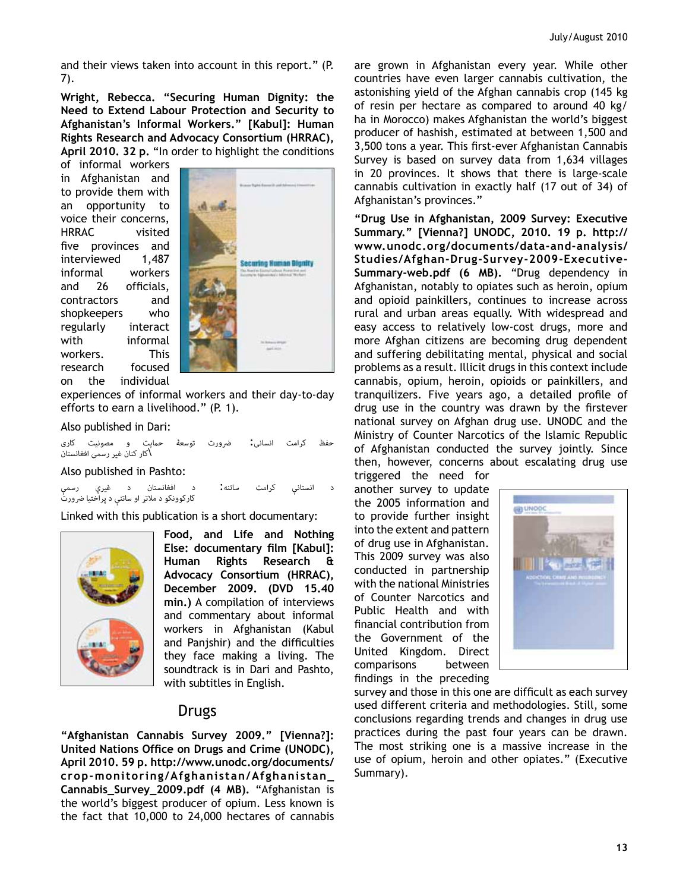and their views taken into account in this report." (P. 7).

**Wright, Rebecca. "Securing Human Dignity: the Need to Extend Labour Protection and Security to Afghanistan's Informal Workers." [Kabul]: Human Rights Research and Advocacy Consortium (HRRAC), April 2010. 32 p.** "In order to highlight the conditions of informal workers in Afghanistan and to provide them with an opportunity to voice their concerns, HRRAC visited five provinces and interviewed 1,487 informal workers and 26 officials, contractors and shopkeepers who regularly interact with informal workers. This research focused on the individual experiences of informal workers and their day-to-day efforts to earn a livelihood." (P. 1).

Also published in Dari:

حفظ کرامت انسانی: ضرورت توسعهٔ حمایت و مصونیت کاری کار کنان غیر رسمی افغانستان

Also published in Pashto:

د انساني کرامت ساتنه: د افغانستان د غيري رسمي کارکوونکو د ملاتړ او ساتنې د پراختيا ضرورت

Linked with this publication is a short documentary:

**Food, and Life and Nothing Else: documentary film [Kabul]: Human Rights Research & Advocacy Consortium (HRRAC), December 2009. (DVD 15.40 min.)** A compilation of interviews and commentary about informal workers in Afghanistan (Kabul and Panjshir) and the difficulties they face making a living. The soundtrack is in Dari and Pashto, with subtitles in English.

## Drugs

**"Afghanistan Cannabis Survey 2009." [Vienna?]: United Nations Office on Drugs and Crime (UNODC), April 2010. 59 p. http://www.unodc.org/documents/crop-monitoring/Afghanistan/Afghanistan_Cannabis_Survey_2009.pdf (4 MB).** "Afghanistan is the world's biggest producer of opium. Less known is the fact that 10,000 to 24,000 hectares of cannabis are grown in Afghanistan every year. While other countries have even larger cannabis cultivation, the astonishing yield of the Afghan cannabis crop (145 kg of resin per hectare as compared to around 40 kg/ha in Morocco) makes Afghanistan the world's biggest producer of hashish, estimated at between 1,500 and 3,500 tons a year. This first-ever Afghanistan Cannabis Survey is based on survey data from 1,634 villages in 20 provinces. It shows that there is large-scale cannabis cultivation in exactly half (17 out of 34) of Afghanistan's provinces."

**"Drug Use in Afghanistan, 2009 Survey: Executive Summary." [Vienna?] UNODC, 2010. 19 p. http://www.unodc.org/documents/data-and-analysis/Studies/Afghan-Drug-Survey-2009-Executive-Summary-web.pdf (6 MB).** "Drug dependency in Afghanistan, notably to opiates such as heroin, opium and opioid painkillers, continues to increase across rural and urban areas equally. With widespread and easy access to relatively low-cost drugs, more and more Afghan citizens are becoming drug dependent and suffering debilitating mental, physical and social problems as a result. Illicit drugs in this context include cannabis, opium, heroin, opioids or painkillers, and tranquilizers. Five years ago, a detailed profile of drug use in the country was drawn by the firstever national survey on Afghan drug use. UNODC and the Ministry of Counter Narcotics of the Islamic Republic of Afghanistan conducted the survey jointly. Since then, however, concerns about escalating drug use triggered the need for another survey to update the 2005 information and to provide further insight into the extent and pattern of drug use in Afghanistan. This 2009 survey was also conducted in partnership with the national Ministries of Counter Narcotics and Public Health and with financial contribution from the Government of the United Kingdom. Direct comparisons between findings in the preceding survey and those in this one are difficult as each survey used different criteria and methodologies. Still, some conclusions regarding trends and changes in drug use practices during the past four years can be drawn. The most striking one is a massive increase in the use of opium, heroin and other opiates." (Executive Summary).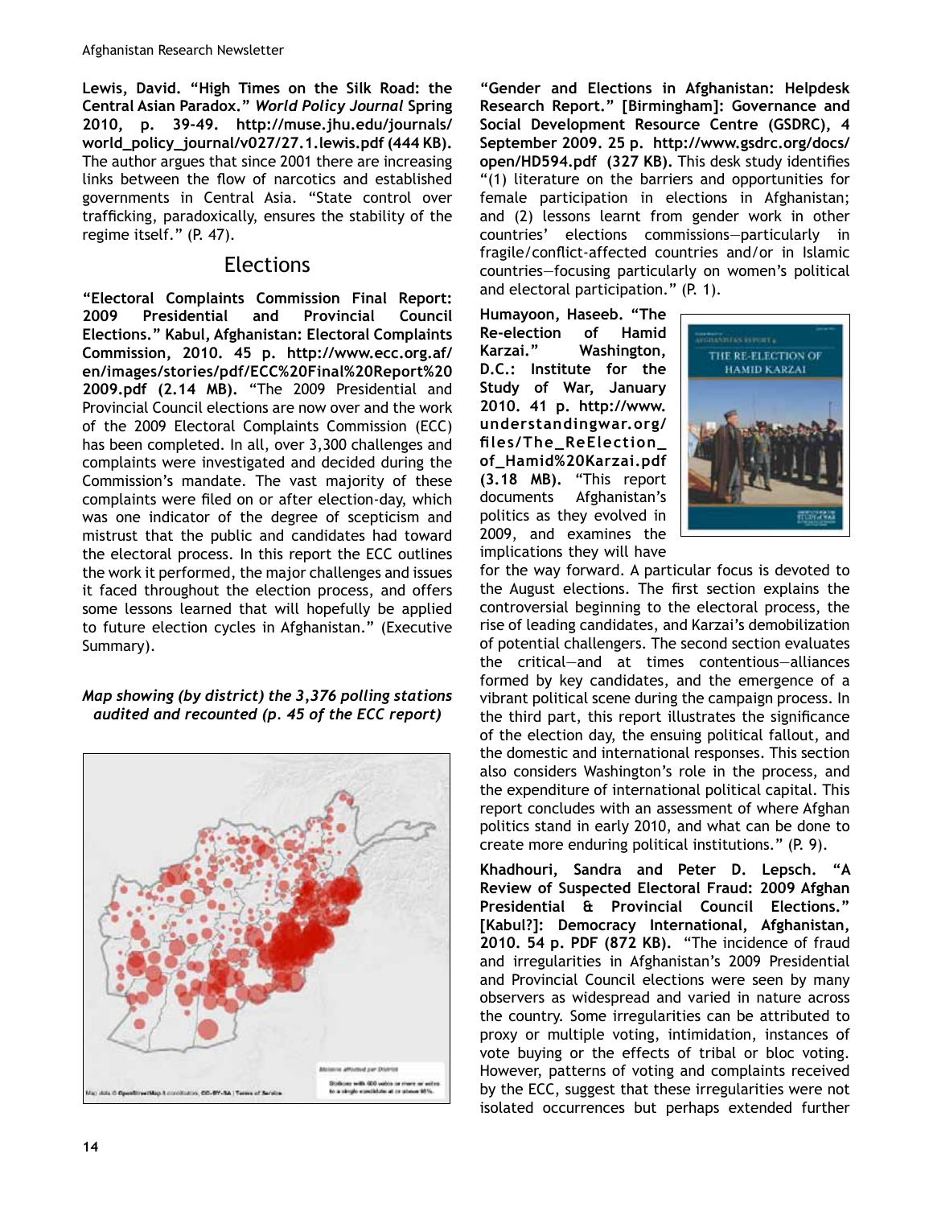**Lewis, David. "High Times on the Silk Road: the Central Asian Paradox." *World Policy Journal* Spring 2010, p. 39-49. http://muse.jhu.edu/journals/world_policy_journal/v027/27.1.lewis.pdf (444 KB).** The author argues that since 2001 there are increasing links between the flow of narcotics and established governments in Central Asia. "State control over trafficking, paradoxically, ensures the stability of the regime itself." (P. 47).

## Elections

**"Electoral Complaints Commission Final Report: 2009 Presidential and Provincial Council Elections." Kabul, Afghanistan: Electoral Complaints Commission, 2010. 45 p. http://www.ecc.org.af/en/images/stories/pdf/ECC%20Final%20Report%202009.pdf (2.14 MB).** "The 2009 Presidential and Provincial Council elections are now over and the work of the 2009 Electoral Complaints Commission (ECC) has been completed. In all, over 3,300 challenges and complaints were investigated and decided during the Commission's mandate. The vast majority of these complaints were filed on or after election-day, which was one indicator of the degree of scepticism and mistrust that the public and candidates had toward the electoral process. In this report the ECC outlines the work it performed, the major challenges and issues it faced throughout the election process, and offers some lessons learned that will hopefully be applied to future election cycles in Afghanistan." (Executive Summary).

***Map showing (by district) the 3,376 polling stations audited and recounted (p. 45 of the ECC report)***

**"Gender and Elections in Afghanistan: Helpdesk Research Report." [Birmingham]: Governance and Social Development Resource Centre (GSDRC), 4 September 2009. 25 p. http://www.gsdrc.org/docs/open/HD594.pdf (327 KB).** This desk study identifies "(1) literature on the barriers and opportunities for female participation in elections in Afghanistan; and (2) lessons learnt from gender work in other countries' elections commissions—particularly in fragile/conflict-affected countries and/or in Islamic countries—focusing particularly on women's political and electoral participation." (P. 1).

**Humayoon, Haseeb. "The Re-election of Hamid Karzai." Washington, D.C.: Institute for the Study of War, January 2010. 41 p. http://www.understandingwar.org/files/The_ReElection_of_Hamid%20Karzai.pdf (3.18 MB).** "This report documents Afghanistan's politics as they evolved in 2009, and examines the implications they will have for the way forward. A particular focus is devoted to the August elections. The first section explains the controversial beginning to the electoral process, the rise of leading candidates, and Karzai's demobilization of potential challengers. The second section evaluates the critical—and at times contentious—alliances formed by key candidates, and the emergence of a vibrant political scene during the campaign process. In the third part, this report illustrates the significance of the election day, the ensuing political fallout, and the domestic and international responses. This section also considers Washington's role in the process, and the expenditure of international political capital. This report concludes with an assessment of where Afghan politics stand in early 2010, and what can be done to create more enduring political institutions." (P. 9).

**Khadhouri, Sandra and Peter D. Lepsch. "A Review of Suspected Electoral Fraud: 2009 Afghan Presidential & Provincial Council Elections." [Kabul?]: Democracy International, Afghanistan, 2010. 54 p. PDF (872 KB).** "The incidence of fraud and irregularities in Afghanistan's 2009 Presidential and Provincial Council elections were seen by many observers as widespread and varied in nature across the country. Some irregularities can be attributed to proxy or multiple voting, intimidation, instances of vote buying or the effects of tribal or bloc voting. However, patterns of voting and complaints received by the ECC, suggest that these irregularities were not isolated occurrences but perhaps extended further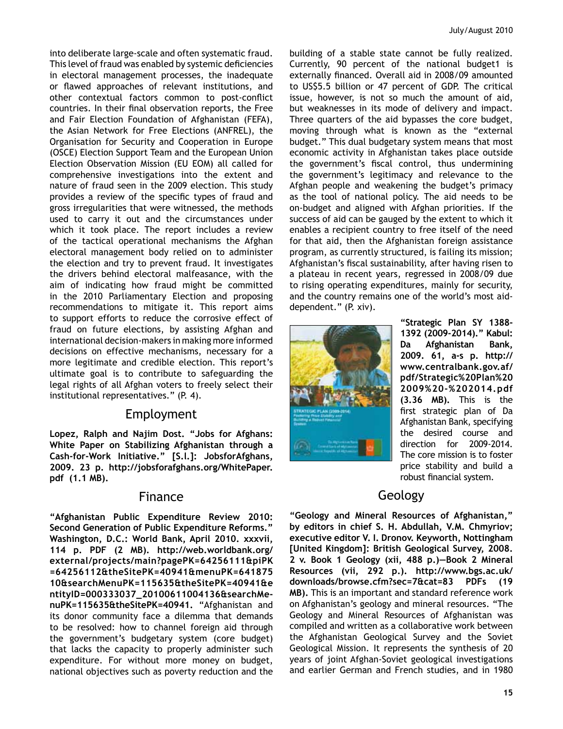into deliberate large-scale and often systematic fraud. This level of fraud was enabled by systemic deficiencies in electoral management processes, the inadequate or flawed approaches of relevant institutions, and other contextual factors common to post-conflict countries. In their final observation reports, the Free and Fair Election Foundation of Afghanistan (FEFA), the Asian Network for Free Elections (ANFREL), the Organisation for Security and Cooperation in Europe (OSCE) Election Support Team and the European Union Election Observation Mission (EU EOM) all called for comprehensive investigations into the extent and nature of fraud seen in the 2009 election. This study provides a review of the specific types of fraud and gross irregularities that were witnessed, the methods used to carry it out and the circumstances under which it took place. The report includes a review of the tactical operational mechanisms the Afghan electoral management body relied on to administer the election and try to prevent fraud. It investigates the drivers behind electoral malfeasance, with the aim of indicating how fraud might be committed in the 2010 Parliamentary Election and proposing recommendations to mitigate it. This report aims to support efforts to reduce the corrosive effect of fraud on future elections, by assisting Afghan and international decision-makers in making more informed decisions on effective mechanisms, necessary for a more legitimate and credible election. This report's ultimate goal is to contribute to safeguarding the legal rights of all Afghan voters to freely select their institutional representatives." (P. 4).

## Employment

**Lopez, Ralph and Najim Dost. "Jobs for Afghans: White Paper on Stabilizing Afghanistan through a Cash-for-Work Initiative." [S.l.]: JobsforAfghans, 2009. 23 p. http://jobsforafghans.org/WhitePaper.pdf (1.1 MB).**

## Finance

**"Afghanistan Public Expenditure Review 2010: Second Generation of Public Expenditure Reforms." Washington, D.C.: World Bank, April 2010. xxxvii, 114 p. PDF (2 MB). http://web.worldbank.org/external/projects/main?pagePK=64256111&piPK=64256112&theSitePK=40941&menuPK=64187510&searchMenuPK=115635&theSitePK=40941&entityID=000333037_20100611004136&searchMenuPK=115635&theSitePK=40941.** "Afghanistan and its donor community face a dilemma that demands to be resolved: how to channel foreign aid through the government's budgetary system (core budget) that lacks the capacity to properly administer such expenditure. For without more money on budget, national objectives such as poverty reduction and the building of a stable state cannot be fully realized. Currently, 90 percent of the national budget1 is externally financed. Overall aid in 2008/09 amounted to US$5.5 billion or 47 percent of GDP. The critical issue, however, is not so much the amount of aid, but weaknesses in its mode of delivery and impact. Three quarters of the aid bypasses the core budget, moving through what is known as the "external budget." This dual budgetary system means that most economic activity in Afghanistan takes place outside the government's fiscal control, thus undermining the government's legitimacy and relevance to the Afghan people and weakening the budget's primacy as the tool of national policy. The aid needs to be on-budget and aligned with Afghan priorities. If the success of aid can be gauged by the extent to which it enables a recipient country to free itself of the need for that aid, then the Afghanistan foreign assistance program, as currently structured, is failing its mission; Afghanistan's fiscal sustainability, after having risen to a plateau in recent years, regressed in 2008/09 due to rising operating expenditures, mainly for security, and the country remains one of the world's most aid-dependent." (P. xiv).

**"Strategic Plan SY 1388-1392 (2009-2014)." Kabul: Da Afghanistan Bank, 2009. 61, a-s p. http://www.centralbank.gov.af/pdf/Strategic%20Plan%202009%20-%202014.pdf (3.36 MB).** This is the first strategic plan of Da Afghanistan Bank, specifying the desired course and direction for 2009-2014. The core mission is to foster price stability and build a robust financial system.

## Geology

**"Geology and Mineral Resources of Afghanistan," by editors in chief S. H. Abdullah, V.M. Chmyriov; executive editor V. I. Dronov. Keyworth, Nottingham [United Kingdom]: British Geological Survey, 2008. 2 v. Book 1 Geology (xii, 488 p.)—Book 2 Mineral Resources (vii, 292 p.). http://www.bgs.ac.uk/downloads/browse.cfm?sec=7&cat=83 PDFs (19 MB).** This is an important and standard reference work on Afghanistan's geology and mineral resources. "The Geology and Mineral Resources of Afghanistan was compiled and written as a collaborative work between the Afghanistan Geological Survey and the Soviet Geological Mission. It represents the synthesis of 20 years of joint Afghan-Soviet geological investigations and earlier German and French studies, and in 1980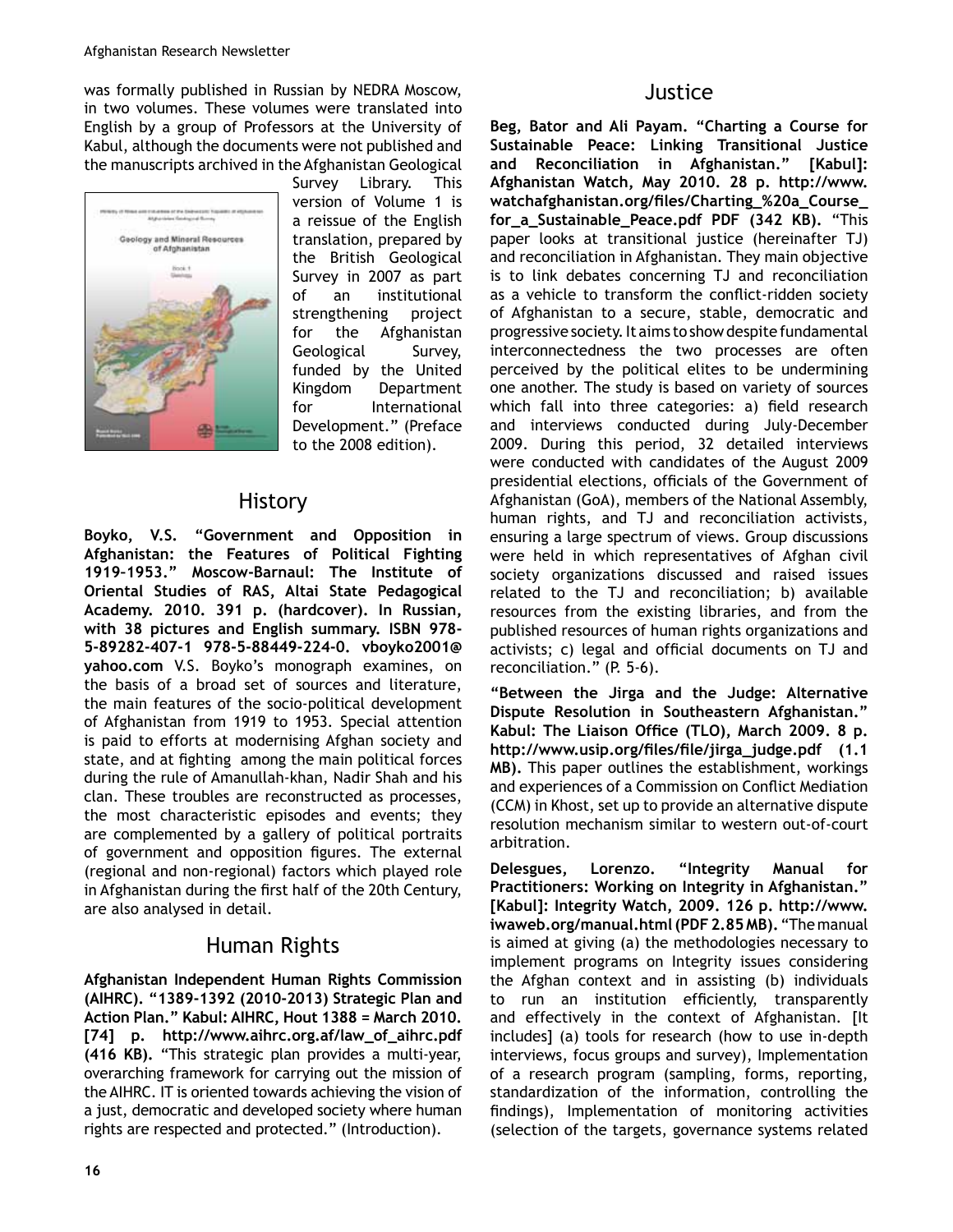was formally published in Russian by NEDRA Moscow, in two volumes. These volumes were translated into English by a group of Professors at the University of Kabul, although the documents were not published and the manuscripts archived in the Afghanistan Geological Survey Library. This version of Volume 1 is a reissue of the English translation, prepared by the British Geological Survey in 2007 as part of an institutional strengthening project for the Afghanistan Geological Survey, funded by the United Kingdom Department for International Development." (Preface to the 2008 edition).

## History

**Boyko, V.S. "Government and Opposition in Afghanistan: the Features of Political Fighting 1919–1953." Moscow-Barnaul: The Institute of Oriental Studies of RAS, Altai State Pedagogical Academy. 2010. 391 p. (hardcover). In Russian, with 38 pictures and English summary. ISBN 978-5-89282-407-1 978-5-88449-224-0. vboyko2001@yahoo.com** V.S. Boyko's monograph examines, on the basis of a broad set of sources and literature, the main features of the socio-political development of Afghanistan from 1919 to 1953. Special attention is paid to efforts at modernising Afghan society and state, and at fighting among the main political forces during the rule of Amanullah-khan, Nadir Shah and his clan. These troubles are reconstructed as processes, the most characteristic episodes and events; they are complemented by a gallery of political portraits of government and opposition figures. The external (regional and non-regional) factors which played role in Afghanistan during the first half of the 20th Century, are also analysed in detail.

## Human Rights

**Afghanistan Independent Human Rights Commission (AIHRC). "1389-1392 (2010-2013) Strategic Plan and Action Plan." Kabul: AIHRC, Hout 1388 = March 2010. [74] p. http://www.aihrc.org.af/law_of_aihrc.pdf (416 KB).** "This strategic plan provides a multi-year, overarching framework for carrying out the mission of the AIHRC. IT is oriented towards achieving the vision of a just, democratic and developed society where human rights are respected and protected." (Introduction).

## Justice

**Beg, Bator and Ali Payam. "Charting a Course for Sustainable Peace: Linking Transitional Justice and Reconciliation in Afghanistan." [Kabul]: Afghanistan Watch, May 2010. 28 p. http://www.watchafghanistan.org/files/Charting_%20a_Course_for_a_Sustainable_Peace.pdf PDF (342 KB).** "This paper looks at transitional justice (hereinafter TJ) and reconciliation in Afghanistan. They main objective is to link debates concerning TJ and reconciliation as a vehicle to transform the conflict-ridden society of Afghanistan to a secure, stable, democratic and progressive society. It aims to show despite fundamental interconnectedness the two processes are often perceived by the political elites to be undermining one another. The study is based on variety of sources which fall into three categories: a) field research and interviews conducted during July-December 2009. During this period, 32 detailed interviews were conducted with candidates of the August 2009 presidential elections, officials of the Government of Afghanistan (GoA), members of the National Assembly, human rights, and TJ and reconciliation activists, ensuring a large spectrum of views. Group discussions were held in which representatives of Afghan civil society organizations discussed and raised issues related to the TJ and reconciliation; b) available resources from the existing libraries, and from the published resources of human rights organizations and activists; c) legal and official documents on TJ and reconciliation." (P. 5-6).

**"Between the Jirga and the Judge: Alternative Dispute Resolution in Southeastern Afghanistan." Kabul: The Liaison Office (TLO), March 2009. 8 p. http://www.usip.org/files/file/jirga_judge.pdf (1.1 MB).** This paper outlines the establishment, workings and experiences of a Commission on Conflict Mediation (CCM) in Khost, set up to provide an alternative dispute resolution mechanism similar to western out-of-court arbitration.

**Delesgues, Lorenzo. "Integrity Manual for Practitioners: Working on Integrity in Afghanistan." [Kabul]: Integrity Watch, 2009. 126 p. http://www.iwaweb.org/manual.html (PDF 2.85 MB).** "The manual is aimed at giving (a) the methodologies necessary to implement programs on Integrity issues considering the Afghan context and in assisting (b) individuals to run an institution efficiently, transparently and effectively in the context of Afghanistan. [It includes] (a) tools for research (how to use in-depth interviews, focus groups and survey), Implementation of a research program (sampling, forms, reporting, standardization of the information, controlling the findings), Implementation of monitoring activities (selection of the targets, governance systems related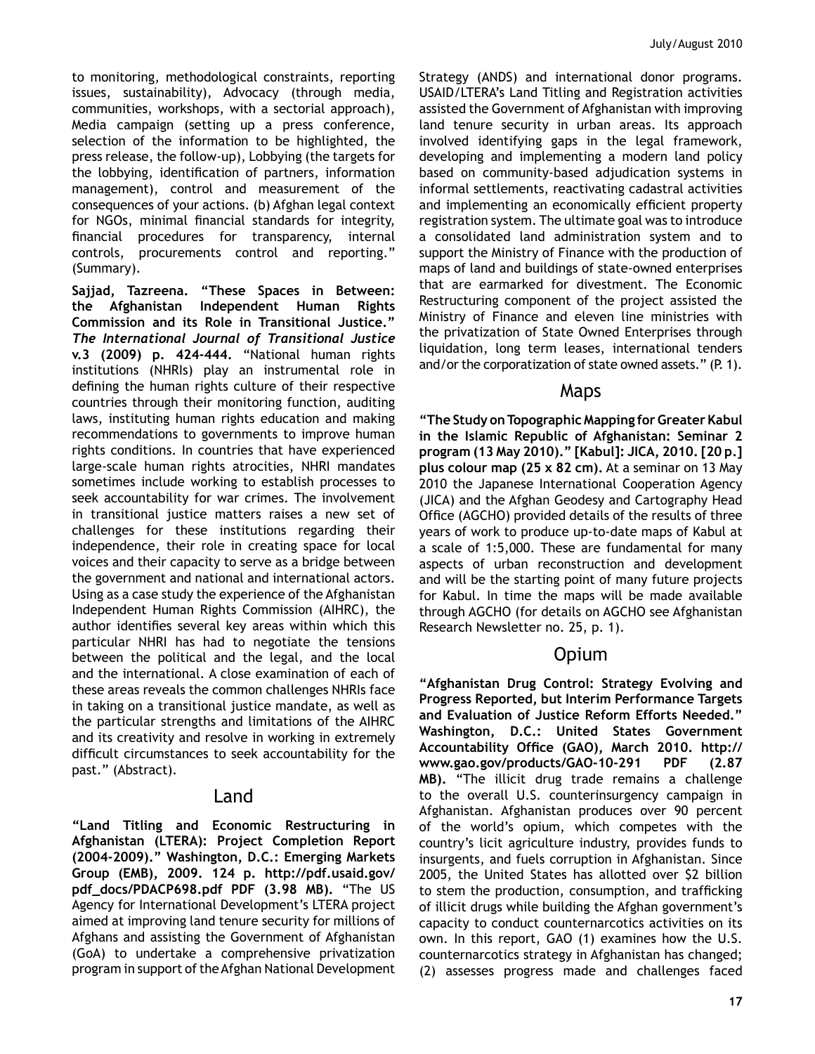to monitoring, methodological constraints, reporting issues, sustainability), Advocacy (through media, communities, workshops, with a sectorial approach), Media campaign (setting up a press conference, selection of the information to be highlighted, the press release, the follow-up), Lobbying (the targets for the lobbying, identification of partners, information management), control and measurement of the consequences of your actions. (b) Afghan legal context for NGOs, minimal financial standards for integrity, financial procedures for transparency, internal controls, procurements control and reporting." (Summary).

**Sajjad, Tazreena. "These Spaces in Between: the Afghanistan Independent Human Rights Commission and its Role in Transitional Justice." *The International Journal of Transitional Justice* v.3 (2009) p. 424-444.** "National human rights institutions (NHRIs) play an instrumental role in defining the human rights culture of their respective countries through their monitoring function, auditing laws, instituting human rights education and making recommendations to governments to improve human rights conditions. In countries that have experienced large-scale human rights atrocities, NHRI mandates sometimes include working to establish processes to seek accountability for war crimes. The involvement in transitional justice matters raises a new set of challenges for these institutions regarding their independence, their role in creating space for local voices and their capacity to serve as a bridge between the government and national and international actors. Using as a case study the experience of the Afghanistan Independent Human Rights Commission (AIHRC), the author identifies several key areas within which this particular NHRI has had to negotiate the tensions between the political and the legal, and the local and the international. A close examination of each of these areas reveals the common challenges NHRIs face in taking on a transitional justice mandate, as well as the particular strengths and limitations of the AIHRC and its creativity and resolve in working in extremely difficult circumstances to seek accountability for the past." (Abstract).

## Land

**"Land Titling and Economic Restructuring in Afghanistan (LTERA): Project Completion Report (2004-2009)." Washington, D.C.: Emerging Markets Group (EMB), 2009. 124 p. http://pdf.usaid.gov/pdf_docs/PDACP698.pdf PDF (3.98 MB).** "The US Agency for International Development's LTERA project aimed at improving land tenure security for millions of Afghans and assisting the Government of Afghanistan (GoA) to undertake a comprehensive privatization program in support of the Afghan National Development Strategy (ANDS) and international donor programs. USAID/LTERA's Land Titling and Registration activities assisted the Government of Afghanistan with improving land tenure security in urban areas. Its approach involved identifying gaps in the legal framework, developing and implementing a modern land policy based on community-based adjudication systems in informal settlements, reactivating cadastral activities and implementing an economically efficient property registration system. The ultimate goal was to introduce a consolidated land administration system and to support the Ministry of Finance with the production of maps of land and buildings of state-owned enterprises that are earmarked for divestment. The Economic Restructuring component of the project assisted the Ministry of Finance and eleven line ministries with the privatization of State Owned Enterprises through liquidation, long term leases, international tenders and/or the corporatization of state owned assets." (P. 1).

## Maps

**"The Study on Topographic Mapping for Greater Kabul in the Islamic Republic of Afghanistan: Seminar 2 program (13 May 2010)." [Kabul]: JICA, 2010. [20 p.] plus colour map (25 x 82 cm).** At a seminar on 13 May 2010 the Japanese International Cooperation Agency (JICA) and the Afghan Geodesy and Cartography Head Office (AGCHO) provided details of the results of three years of work to produce up-to-date maps of Kabul at a scale of 1:5,000. These are fundamental for many aspects of urban reconstruction and development and will be the starting point of many future projects for Kabul. In time the maps will be made available through AGCHO (for details on AGCHO see Afghanistan Research Newsletter no. 25, p. 1).

## Opium

**"Afghanistan Drug Control: Strategy Evolving and Progress Reported, but Interim Performance Targets and Evaluation of Justice Reform Efforts Needed." Washington, D.C.: United States Government Accountability Office (GAO), March 2010. http://www.gao.gov/products/GAO-10-291 PDF (2.87 MB).** "The illicit drug trade remains a challenge to the overall U.S. counterinsurgency campaign in Afghanistan. Afghanistan produces over 90 percent of the world's opium, which competes with the country's licit agriculture industry, provides funds to insurgents, and fuels corruption in Afghanistan. Since 2005, the United States has allotted over $2 billion to stem the production, consumption, and trafficking of illicit drugs while building the Afghan government's capacity to conduct counternarcotics activities on its own. In this report, GAO (1) examines how the U.S. counternarcotics strategy in Afghanistan has changed; (2) assesses progress made and challenges faced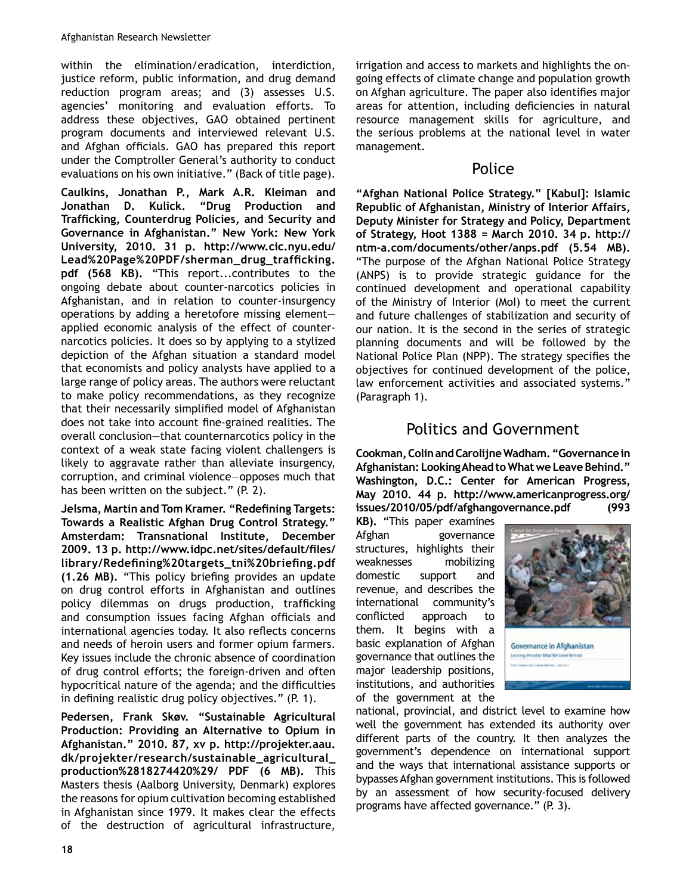within the elimination/eradication, interdiction, justice reform, public information, and drug demand reduction program areas; and (3) assesses U.S. agencies' monitoring and evaluation efforts. To address these objectives, GAO obtained pertinent program documents and interviewed relevant U.S. and Afghan officials. GAO has prepared this report under the Comptroller General's authority to conduct evaluations on his own initiative." (Back of title page).

**Caulkins, Jonathan P., Mark A.R. Kleiman and Jonathan D. Kulick. "Drug Production and Trafficking, Counterdrug Policies, and Security and Governance in Afghanistan." New York: New York University, 2010. 31 p. http://www.cic.nyu.edu/Lead%20Page%20PDF/sherman_drug_trafficking.pdf (568 KB).** "This report...contributes to the ongoing debate about counter-narcotics policies in Afghanistan, and in relation to counter-insurgency operations by adding a heretofore missing element—applied economic analysis of the effect of counter-narcotics policies. It does so by applying to a stylized depiction of the Afghan situation a standard model that economists and policy analysts have applied to a large range of policy areas. The authors were reluctant to make policy recommendations, as they recognize that their necessarily simplified model of Afghanistan does not take into account fine-grained realities. The overall conclusion—that counternarcotics policy in the context of a weak state facing violent challengers is likely to aggravate rather than alleviate insurgency, corruption, and criminal violence—opposes much that has been written on the subject." (P. 2).

**Jelsma, Martin and Tom Kramer. "Redefining Targets: Towards a Realistic Afghan Drug Control Strategy." Amsterdam: Transnational Institute, December 2009. 13 p. http://www.idpc.net/sites/default/files/library/Redefining%20targets_tni%20briefing.pdf (1.26 MB).** "This policy briefing provides an update on drug control efforts in Afghanistan and outlines policy dilemmas on drugs production, trafficking and consumption issues facing Afghan officials and international agencies today. It also reflects concerns and needs of heroin users and former opium farmers. Key issues include the chronic absence of coordination of drug control efforts; the foreign-driven and often hypocritical nature of the agenda; and the difficulties in defining realistic drug policy objectives." (P. 1).

**Pedersen, Frank Skøv. "Sustainable Agricultural Production: Providing an Alternative to Opium in Afghanistan." 2010. 87, xv p. http://projekter.aau.dk/projekter/research/sustainable_agricultural_production%2818274420%29/ PDF (6 MB).** This Masters thesis (Aalborg University, Denmark) explores the reasons for opium cultivation becoming established in Afghanistan since 1979. It makes clear the effects of the destruction of agricultural infrastructure, irrigation and access to markets and highlights the ongoing effects of climate change and population growth on Afghan agriculture. The paper also identifies major areas for attention, including deficiencies in natural resource management skills for agriculture, and the serious problems at the national level in water management.

## Police

**"Afghan National Police Strategy." [Kabul]: Islamic Republic of Afghanistan, Ministry of Interior Affairs, Deputy Minister for Strategy and Policy, Department of Strategy, Hoot 1388 = March 2010. 34 p. http://ntm-a.com/documents/other/anps.pdf (5.54 MB).** "The purpose of the Afghan National Police Strategy (ANPS) is to provide strategic guidance for the continued development and operational capability of the Ministry of Interior (MoI) to meet the current and future challenges of stabilization and security of our nation. It is the second in the series of strategic planning documents and will be followed by the National Police Plan (NPP). The strategy specifies the objectives for continued development of the police, law enforcement activities and associated systems." (Paragraph 1).

## Politics and Government

**Cookman, Colin and Carolijne Wadham. "Governance in Afghanistan: Looking Ahead to What we Leave Behind." Washington, D.C.: Center for American Progress, May 2010. 44 p. http://www.americanprogress.org/issues/2010/05/pdf/afghangovernance.pdf (993 KB).** "This paper examines Afghan governance structures, highlights their weaknesses mobilizing domestic support and revenue, and describes the international community's conflicted approach to them. It begins with a basic explanation of Afghan governance that outlines the major leadership positions, institutions, and authorities of the government at the national, provincial, and district level to examine how well the government has extended its authority over different parts of the country. It then analyzes the government's dependence on international support and the ways that international assistance supports or bypasses Afghan government institutions. This is followed by an assessment of how security-focused delivery programs have affected governance." (P. 3).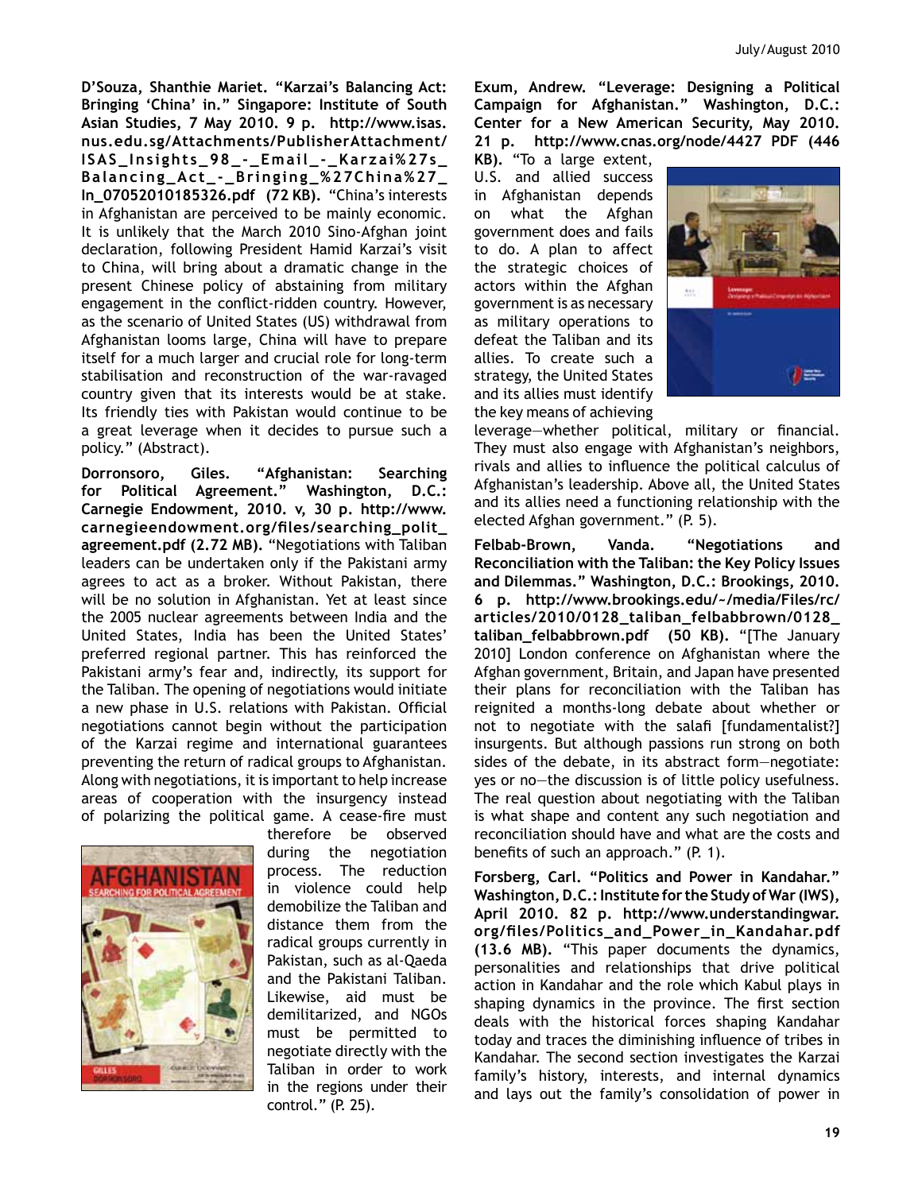**D'Souza, Shanthie Mariet. "Karzai's Balancing Act: Bringing 'China' in." Singapore: Institute of South Asian Studies, 7 May 2010. 9 p. http://www.isas.nus.edu.sg/Attachments/PublisherAttachment/ISAS_Insights_98_-_Email_-_Karzai%27s_Balancing_Act_-_Bringing_%27China%27_In_07052010185326.pdf (72 KB).** "China's interests in Afghanistan are perceived to be mainly economic. It is unlikely that the March 2010 Sino-Afghan joint declaration, following President Hamid Karzai's visit to China, will bring about a dramatic change in the present Chinese policy of abstaining from military engagement in the conflict-ridden country. However, as the scenario of United States (US) withdrawal from Afghanistan looms large, China will have to prepare itself for a much larger and crucial role for long-term stabilisation and reconstruction of the war-ravaged country given that its interests would be at stake. Its friendly ties with Pakistan would continue to be a great leverage when it decides to pursue such a policy." (Abstract).

**Dorronsoro, Giles. "Afghanistan: Searching for Political Agreement." Washington, D.C.: Carnegie Endowment, 2010. v, 30 p. http://www.carnegieendowment.org/files/searching_polit_agreement.pdf (2.72 MB).** "Negotiations with Taliban leaders can be undertaken only if the Pakistani army agrees to act as a broker. Without Pakistan, there will be no solution in Afghanistan. Yet at least since the 2005 nuclear agreements between India and the United States, India has been the United States' preferred regional partner. This has reinforced the Pakistani army's fear and, indirectly, its support for the Taliban. The opening of negotiations would initiate a new phase in U.S. relations with Pakistan. Official negotiations cannot begin without the participation of the Karzai regime and international guarantees preventing the return of radical groups to Afghanistan. Along with negotiations, it is important to help increase areas of cooperation with the insurgency instead of polarizing the political game. A cease-fire must therefore be observed during the negotiation process. The reduction in violence could help demobilize the Taliban and distance them from the radical groups currently in Pakistan, such as al-Qaeda and the Pakistani Taliban. Likewise, aid must be demilitarized, and NGOs must be permitted to negotiate directly with the Taliban in order to work in the regions under their control." (P. 25).

**Exum, Andrew. "Leverage: Designing a Political Campaign for Afghanistan." Washington, D.C.: Center for a New American Security, May 2010. 21 p. http://www.cnas.org/node/4427 PDF (446 KB).** "To a large extent, U.S. and allied success in Afghanistan depends on what the Afghan government does and fails to do. A plan to affect the strategic choices of actors within the Afghan government is as necessary as military operations to defeat the Taliban and its allies. To create such a strategy, the United States and its allies must identify the key means of achieving leverage—whether political, military or financial. They must also engage with Afghanistan's neighbors, rivals and allies to influence the political calculus of Afghanistan's leadership. Above all, the United States and its allies need a functioning relationship with the elected Afghan government." (P. 5).

**Felbab-Brown, Vanda. "Negotiations and Reconciliation with the Taliban: the Key Policy Issues and Dilemmas." Washington, D.C.: Brookings, 2010. 6 p. http://www.brookings.edu/~/media/Files/rc/articles/2010/0128_taliban_felbabbrown/0128_taliban_felbabbrown.pdf (50 KB).** "[The January 2010] London conference on Afghanistan where the Afghan government, Britain, and Japan have presented their plans for reconciliation with the Taliban has reignited a months-long debate about whether or not to negotiate with the salafi [fundamentalist?] insurgents. But although passions run strong on both sides of the debate, in its abstract form—negotiate: yes or no—the discussion is of little policy usefulness. The real question about negotiating with the Taliban is what shape and content any such negotiation and reconciliation should have and what are the costs and benefits of such an approach." (P. 1).

**Forsberg, Carl. "Politics and Power in Kandahar." Washington, D.C.: Institute for the Study of War (IWS), April 2010. 82 p. http://www.understandingwar.org/files/Politics_and_Power_in_Kandahar.pdf (13.6 MB).** "This paper documents the dynamics, personalities and relationships that drive political action in Kandahar and the role which Kabul plays in shaping dynamics in the province. The first section deals with the historical forces shaping Kandahar today and traces the diminishing influence of tribes in Kandahar. The second section investigates the Karzai family's history, interests, and internal dynamics and lays out the family's consolidation of power in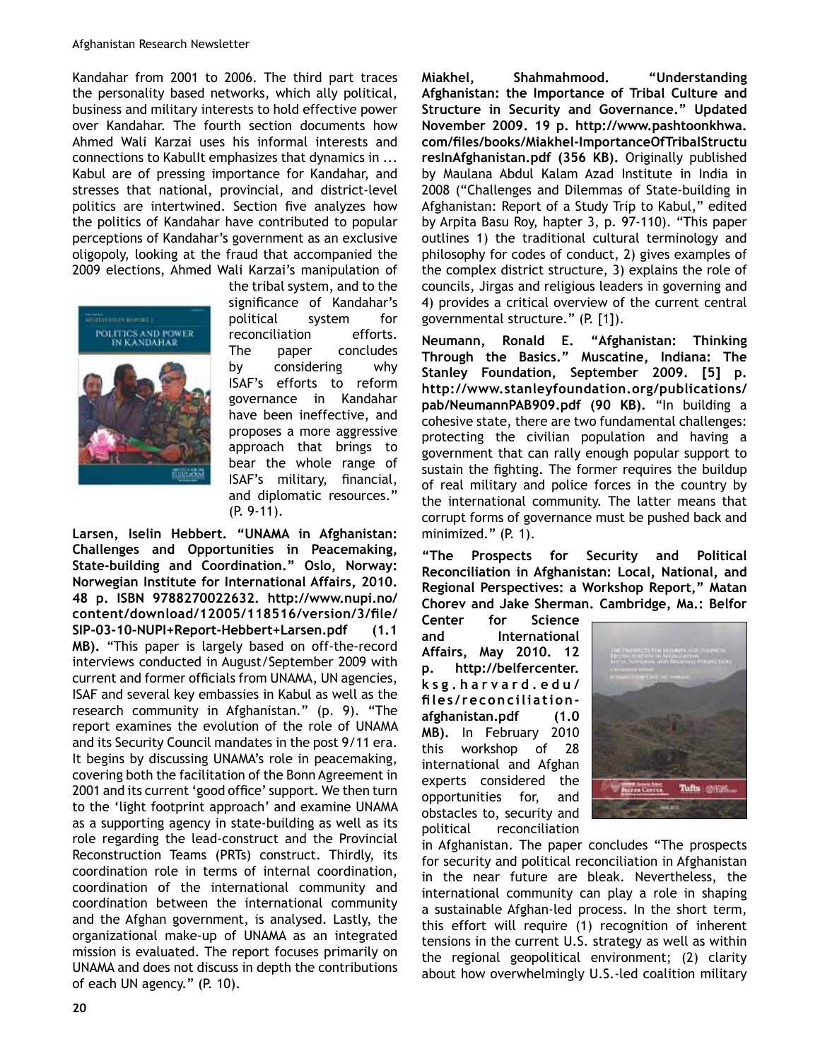Kandahar from 2001 to 2006. The third part traces the personality based networks, which ally political, business and military interests to hold effective power over Kandahar. The fourth section documents how Ahmed Wali Karzai uses his informal interests and connections to KabulIt emphasizes that dynamics in ... Kabul are of pressing importance for Kandahar, and stresses that national, provincial, and district-level politics are intertwined. Section five analyzes how the politics of Kandahar have contributed to popular perceptions of Kandahar's government as an exclusive oligopoly, looking at the fraud that accompanied the 2009 elections, Ahmed Wali Karzai's manipulation of the tribal system, and to the significance of Kandahar's political system for reconciliation efforts. The paper concludes by considering why ISAF's efforts to reform governance in Kandahar have been ineffective, and proposes a more aggressive approach that brings to bear the whole range of ISAF's military, financial, and diplomatic resources." (P. 9-11).

**Larsen, Iselin Hebbert. "UNAMA in Afghanistan: Challenges and Opportunities in Peacemaking, State-building and Coordination." Oslo, Norway: Norwegian Institute for International Affairs, 2010. 48 p. ISBN 9788270022632. http://www.nupi.no/content/download/12005/118516/version/3/file/SIP-03-10-NUPI+Report-Hebbert+Larsen.pdf (1.1 MB).** "This paper is largely based on off-the-record interviews conducted in August/September 2009 with current and former officials from UNAMA, UN agencies, ISAF and several key embassies in Kabul as well as the research community in Afghanistan." (p. 9). "The report examines the evolution of the role of UNAMA and its Security Council mandates in the post 9/11 era. It begins by discussing UNAMA's role in peacemaking, covering both the facilitation of the Bonn Agreement in 2001 and its current 'good office' support. We then turn to the 'light footprint approach' and examine UNAMA as a supporting agency in state-building as well as its role regarding the lead-construct and the Provincial Reconstruction Teams (PRTs) construct. Thirdly, its coordination role in terms of internal coordination, coordination of the international community and coordination between the international community and the Afghan government, is analysed. Lastly, the organizational make-up of UNAMA as an integrated mission is evaluated. The report focuses primarily on UNAMA and does not discuss in depth the contributions of each UN agency." (P. 10).

**Miakhel, Shahmahmood. "Understanding Afghanistan: the Importance of Tribal Culture and Structure in Security and Governance." Updated November 2009. 19 p. http://www.pashtoonkhwa.com/files/books/Miakhel-ImportanceOfTribalStructuresInAfghanistan.pdf (356 KB).** Originally published by Maulana Abdul Kalam Azad Institute in India in 2008 ("Challenges and Dilemmas of State-building in Afghanistan: Report of a Study Trip to Kabul," edited by Arpita Basu Roy, hapter 3, p. 97-110). "This paper outlines 1) the traditional cultural terminology and philosophy for codes of conduct, 2) gives examples of the complex district structure, 3) explains the role of councils, Jirgas and religious leaders in governing and 4) provides a critical overview of the current central governmental structure." (P. [1]).

**Neumann, Ronald E. "Afghanistan: Thinking Through the Basics." Muscatine, Indiana: The Stanley Foundation, September 2009. [5] p. http://www.stanleyfoundation.org/publications/pab/NeumannPAB909.pdf (90 KB).** "In building a cohesive state, there are two fundamental challenges: protecting the civilian population and having a government that can rally enough popular support to sustain the fighting. The former requires the buildup of real military and police forces in the country by the international community. The latter means that corrupt forms of governance must be pushed back and minimized." (P. 1).

**"The Prospects for Security and Political Reconciliation in Afghanistan: Local, National, and Regional Perspectives: a Workshop Report," Matan Chorev and Jake Sherman. Cambridge, Ma.: Belfor Center for Science and International Affairs, May 2010. 12 p. http://belfercenter.ksg.harvard.edu/files/reconciliation-afghanistan.pdf (1.0 MB).** In February 2010 this workshop of 28 international and Afghan experts considered the opportunities for, and obstacles to, security and political reconciliation in Afghanistan. The paper concludes "The prospects for security and political reconciliation in Afghanistan in the near future are bleak. Nevertheless, the international community can play a role in shaping a sustainable Afghan-led process. In the short term, this effort will require (1) recognition of inherent tensions in the current U.S. strategy as well as within the regional geopolitical environment; (2) clarity about how overwhelmingly U.S.-led coalition military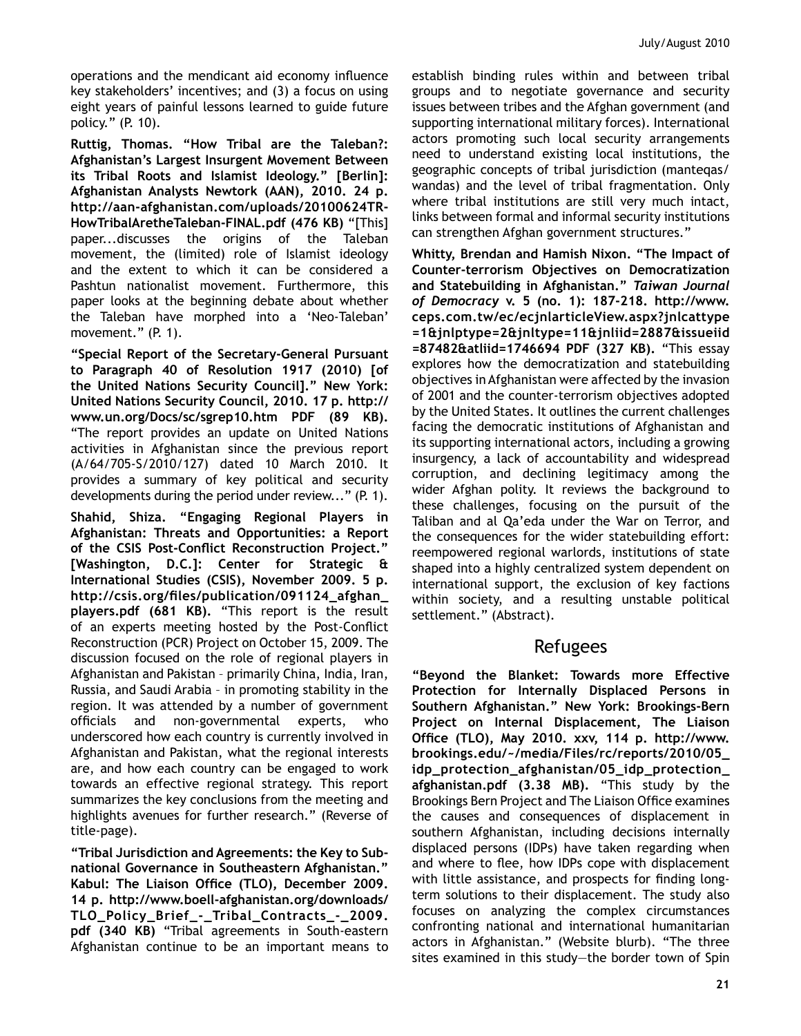operations and the mendicant aid economy influence key stakeholders' incentives; and (3) a focus on using eight years of painful lessons learned to guide future policy." (P. 10).

**Ruttig, Thomas. "How Tribal are the Taleban?: Afghanistan's Largest Insurgent Movement Between its Tribal Roots and Islamist Ideology." [Berlin]: Afghanistan Analysts Newtork (AAN), 2010. 24 p. http://aan-afghanistan.com/uploads/20100624TR-HowTribalAretheTaleban-FINAL.pdf (476 KB)** "[This] paper...discusses the origins of the Taleban movement, the (limited) role of Islamist ideology and the extent to which it can be considered a Pashtun nationalist movement. Furthermore, this paper looks at the beginning debate about whether the Taleban have morphed into a 'Neo-Taleban' movement." (P. 1).

**"Special Report of the Secretary-General Pursuant to Paragraph 40 of Resolution 1917 (2010) [of the United Nations Security Council]." New York: United Nations Security Council, 2010. 17 p. http://www.un.org/Docs/sc/sgrep10.htm PDF (89 KB).** "The report provides an update on United Nations activities in Afghanistan since the previous report (A/64/705-S/2010/127) dated 10 March 2010. It provides a summary of key political and security developments during the period under review..." (P. 1).

**Shahid, Shiza. "Engaging Regional Players in Afghanistan: Threats and Opportunities: a Report of the CSIS Post-Conflict Reconstruction Project." [Washington, D.C.]: Center for Strategic & International Studies (CSIS), November 2009. 5 p. http://csis.org/files/publication/091124_afghan_players.pdf (681 KB).** "This report is the result of an experts meeting hosted by the Post-Conflict Reconstruction (PCR) Project on October 15, 2009. The discussion focused on the role of regional players in Afghanistan and Pakistan – primarily China, India, Iran, Russia, and Saudi Arabia – in promoting stability in the region. It was attended by a number of government officials and non-governmental experts, who underscored how each country is currently involved in Afghanistan and Pakistan, what the regional interests are, and how each country can be engaged to work towards an effective regional strategy. This report summarizes the key conclusions from the meeting and highlights avenues for further research." (Reverse of title-page).

**"Tribal Jurisdiction and Agreements: the Key to Sub-national Governance in Southeastern Afghanistan." Kabul: The Liaison Office (TLO), December 2009. 14 p. http://www.boell-afghanistan.org/downloads/TLO_Policy_Brief_-_Tribal_Contracts_-_2009.pdf (340 KB)** "Tribal agreements in South-eastern Afghanistan continue to be an important means to establish binding rules within and between tribal groups and to negotiate governance and security issues between tribes and the Afghan government (and supporting international military forces). International actors promoting such local security arrangements need to understand existing local institutions, the geographic concepts of tribal jurisdiction (manteqas/wandas) and the level of tribal fragmentation. Only where tribal institutions are still very much intact, links between formal and informal security institutions can strengthen Afghan government structures."

**Whitty, Brendan and Hamish Nixon. "The Impact of Counter-terrorism Objectives on Democratization and Statebuilding in Afghanistan." *Taiwan Journal of Democracy* v. 5 (no. 1): 187-218. http://www.ceps.com.tw/ec/ecjnlarticleView.aspx?jnlcattype=1&jnlptype=2&jnltype=11&jnliid=2887&issueiid=87482&atliid=1746694 PDF (327 KB).** "This essay explores how the democratization and statebuilding objectives in Afghanistan were affected by the invasion of 2001 and the counter-terrorism objectives adopted by the United States. It outlines the current challenges facing the democratic institutions of Afghanistan and its supporting international actors, including a growing insurgency, a lack of accountability and widespread corruption, and declining legitimacy among the wider Afghan polity. It reviews the background to these challenges, focusing on the pursuit of the Taliban and al Qa'eda under the War on Terror, and the consequences for the wider statebuilding effort: reempowered regional warlords, institutions of state shaped into a highly centralized system dependent on international support, the exclusion of key factions within society, and a resulting unstable political settlement." (Abstract).

## Refugees

**"Beyond the Blanket: Towards more Effective Protection for Internally Displaced Persons in Southern Afghanistan." New York: Brookings-Bern Project on Internal Displacement, The Liaison Office (TLO), May 2010. xxv, 114 p. http://www.brookings.edu/~/media/Files/rc/reports/2010/05_idp_protection_afghanistan/05_idp_protection_afghanistan.pdf (3.38 MB).** "This study by the Brookings Bern Project and The Liaison Office examines the causes and consequences of displacement in southern Afghanistan, including decisions internally displaced persons (IDPs) have taken regarding when and where to flee, how IDPs cope with displacement with little assistance, and prospects for finding long-term solutions to their displacement. The study also focuses on analyzing the complex circumstances confronting national and international humanitarian actors in Afghanistan." (Website blurb). "The three sites examined in this study—the border town of Spin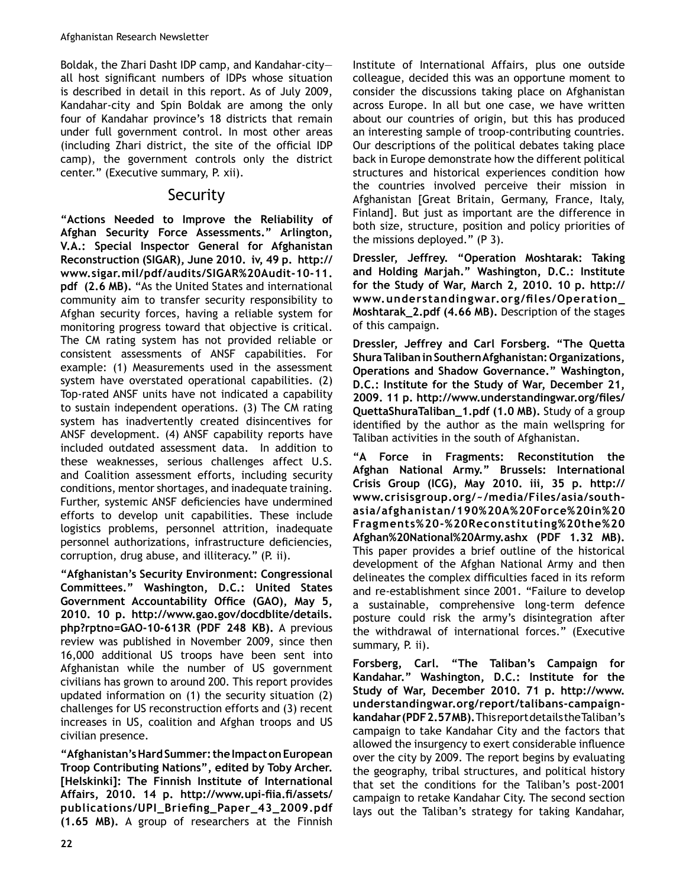Boldak, the Zhari Dasht IDP camp, and Kandahar-city—all host significant numbers of IDPs whose situation is described in detail in this report. As of July 2009, Kandahar-city and Spin Boldak are among the only four of Kandahar province's 18 districts that remain under full government control. In most other areas (including Zhari district, the site of the official IDP camp), the government controls only the district center." (Executive summary, P. xii).

## Security

**"Actions Needed to Improve the Reliability of Afghan Security Force Assessments." Arlington, V.A.: Special Inspector General for Afghanistan Reconstruction (SIGAR), June 2010. iv, 49 p. http://www.sigar.mil/pdf/audits/SIGAR%20Audit-10-11.pdf (2.6 MB).** "As the United States and international community aim to transfer security responsibility to Afghan security forces, having a reliable system for monitoring progress toward that objective is critical. The CM rating system has not provided reliable or consistent assessments of ANSF capabilities. For example: (1) Measurements used in the assessment system have overstated operational capabilities. (2) Top-rated ANSF units have not indicated a capability to sustain independent operations. (3) The CM rating system has inadvertently created disincentives for ANSF development. (4) ANSF capability reports have included outdated assessment data. In addition to these weaknesses, serious challenges affect U.S. and Coalition assessment efforts, including security conditions, mentor shortages, and inadequate training. Further, systemic ANSF deficiencies have undermined efforts to develop unit capabilities. These include logistics problems, personnel attrition, inadequate personnel authorizations, infrastructure deficiencies, corruption, drug abuse, and illiteracy." (P. ii).

**"Afghanistan's Security Environment: Congressional Committees." Washington, D.C.: United States Government Accountability Office (GAO), May 5, 2010. 10 p. http://www.gao.gov/docdblite/details.php?rptno=GAO-10-613R (PDF 248 KB).** A previous review was published in November 2009, since then 16,000 additional US troops have been sent into Afghanistan while the number of US government civilians has grown to around 200. This report provides updated information on (1) the security situation (2) challenges for US reconstruction efforts and (3) recent increases in US, coalition and Afghan troops and US civilian presence.

**"Afghanistan's Hard Summer: the Impact on European Troop Contributing Nations", edited by Toby Archer. [Helskinki]: The Finnish Institute of International Affairs, 2010. 14 p. http://www.upi-fiia.fi/assets/publications/UPI_Briefing_Paper_43_2009.pdf (1.65 MB).** A group of researchers at the Finnish Institute of International Affairs, plus one outside colleague, decided this was an opportune moment to consider the discussions taking place on Afghanistan across Europe. In all but one case, we have written about our countries of origin, but this has produced an interesting sample of troop-contributing countries. Our descriptions of the political debates taking place back in Europe demonstrate how the different political structures and historical experiences condition how the countries involved perceive their mission in Afghanistan [Great Britain, Germany, France, Italy, Finland]. But just as important are the difference in both size, structure, position and policy priorities of the missions deployed." (P 3).

**Dressler, Jeffrey. "Operation Moshtarak: Taking and Holding Marjah." Washington, D.C.: Institute for the Study of War, March 2, 2010. 10 p. http://www.understandingwar.org/files/Operation_Moshtarak_2.pdf (4.66 MB).** Description of the stages of this campaign.

**Dressler, Jeffrey and Carl Forsberg. "The Quetta Shura Taliban in Southern Afghanistan: Organizations, Operations and Shadow Governance." Washington, D.C.: Institute for the Study of War, December 21, 2009. 11 p. http://www.understandingwar.org/files/QuettaShuraTaliban_1.pdf (1.0 MB).** Study of a group identified by the author as the main wellspring for Taliban activities in the south of Afghanistan.

**"A Force in Fragments: Reconstitution the Afghan National Army." Brussels: International Crisis Group (ICG), May 2010. iii, 35 p. http://www.crisisgroup.org/~/media/Files/asia/south-asia/afghanistan/190%20A%20Force%20in%20Fragments%20-%20Reconstituting%20the%20Afghan%20National%20Army.ashx (PDF 1.32 MB).** This paper provides a brief outline of the historical development of the Afghan National Army and then delineates the complex difficulties faced in its reform and re-establishment since 2001. "Failure to develop a sustainable, comprehensive long-term defence posture could risk the army's disintegration after the withdrawal of international forces." (Executive summary, P. ii).

**Forsberg, Carl. "The Taliban's Campaign for Kandahar." Washington, D.C.: Institute for the Study of War, December 2010. 71 p. http://www.understandingwar.org/report/talibans-campaign-kandahar (PDF 2.57 MB).** This report details the Taliban's campaign to take Kandahar City and the factors that allowed the insurgency to exert considerable influence over the city by 2009. The report begins by evaluating the geography, tribal structures, and political history that set the conditions for the Taliban's post-2001 campaign to retake Kandahar City. The second section lays out the Taliban's strategy for taking Kandahar,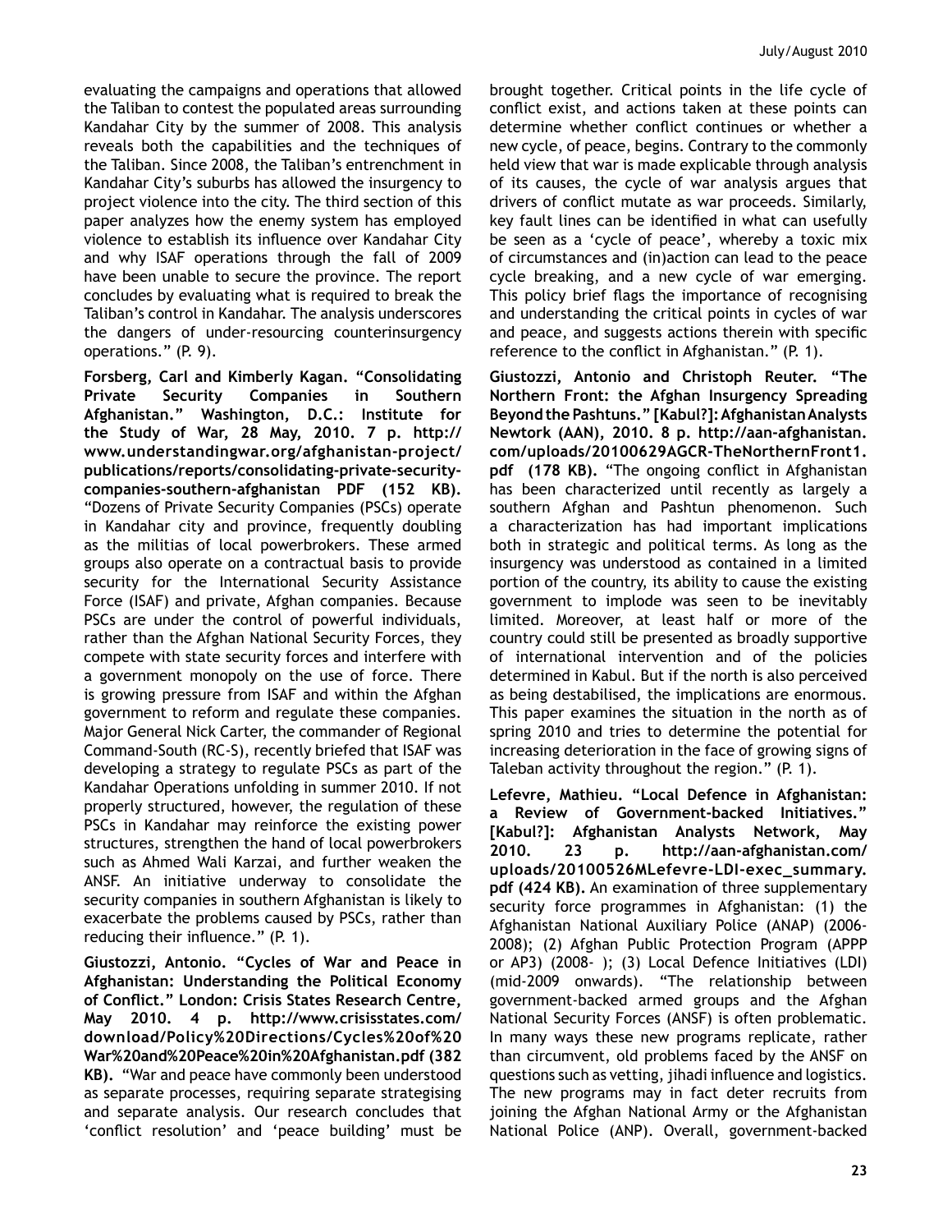evaluating the campaigns and operations that allowed the Taliban to contest the populated areas surrounding Kandahar City by the summer of 2008. This analysis reveals both the capabilities and the techniques of the Taliban. Since 2008, the Taliban's entrenchment in Kandahar City's suburbs has allowed the insurgency to project violence into the city. The third section of this paper analyzes how the enemy system has employed violence to establish its influence over Kandahar City and why ISAF operations through the fall of 2009 have been unable to secure the province. The report concludes by evaluating what is required to break the Taliban's control in Kandahar. The analysis underscores the dangers of under-resourcing counterinsurgency operations." (P. 9).

**Forsberg, Carl and Kimberly Kagan. "Consolidating Private Security Companies in Southern Afghanistan." Washington, D.C.: Institute for the Study of War, 28 May, 2010. 7 p. http://www.understandingwar.org/afghanistan-project/publications/reports/consolidating-private-security-companies-southern-afghanistan PDF (152 KB).** "Dozens of Private Security Companies (PSCs) operate in Kandahar city and province, frequently doubling as the militias of local powerbrokers. These armed groups also operate on a contractual basis to provide security for the International Security Assistance Force (ISAF) and private, Afghan companies. Because PSCs are under the control of powerful individuals, rather than the Afghan National Security Forces, they compete with state security forces and interfere with a government monopoly on the use of force. There is growing pressure from ISAF and within the Afghan government to reform and regulate these companies. Major General Nick Carter, the commander of Regional Command-South (RC-S), recently briefed that ISAF was developing a strategy to regulate PSCs as part of the Kandahar Operations unfolding in summer 2010. If not properly structured, however, the regulation of these PSCs in Kandahar may reinforce the existing power structures, strengthen the hand of local powerbrokers such as Ahmed Wali Karzai, and further weaken the ANSF. An initiative underway to consolidate the security companies in southern Afghanistan is likely to exacerbate the problems caused by PSCs, rather than reducing their influence." (P. 1).

**Giustozzi, Antonio. "Cycles of War and Peace in Afghanistan: Understanding the Political Economy of Conflict." London: Crisis States Research Centre, May 2010. 4 p. http://www.crisisstates.com/download/Policy%20Directions/Cycles%20of%20War%20and%20Peace%20in%20Afghanistan.pdf (382 KB).** "War and peace have commonly been understood as separate processes, requiring separate strategising and separate analysis. Our research concludes that 'conflict resolution' and 'peace building' must be brought together. Critical points in the life cycle of conflict exist, and actions taken at these points can determine whether conflict continues or whether a new cycle, of peace, begins. Contrary to the commonly held view that war is made explicable through analysis of its causes, the cycle of war analysis argues that drivers of conflict mutate as war proceeds. Similarly, key fault lines can be identified in what can usefully be seen as a 'cycle of peace', whereby a toxic mix of circumstances and (in)action can lead to the peace cycle breaking, and a new cycle of war emerging. This policy brief flags the importance of recognising and understanding the critical points in cycles of war and peace, and suggests actions therein with specific reference to the conflict in Afghanistan." (P. 1).

**Giustozzi, Antonio and Christoph Reuter. "The Northern Front: the Afghan Insurgency Spreading Beyond the Pashtuns." [Kabul?]: Afghanistan Analysts Newtork (AAN), 2010. 8 p. http://aan-afghanistan.com/uploads/20100629AGCR-TheNorthernFront1.pdf (178 KB).** "The ongoing conflict in Afghanistan has been characterized until recently as largely a southern Afghan and Pashtun phenomenon. Such a characterization has had important implications both in strategic and political terms. As long as the insurgency was understood as contained in a limited portion of the country, its ability to cause the existing government to implode was seen to be inevitably limited. Moreover, at least half or more of the country could still be presented as broadly supportive of international intervention and of the policies determined in Kabul. But if the north is also perceived as being destabilised, the implications are enormous. This paper examines the situation in the north as of spring 2010 and tries to determine the potential for increasing deterioration in the face of growing signs of Taleban activity throughout the region." (P. 1).

**Lefevre, Mathieu. "Local Defence in Afghanistan: a Review of Government-backed Initiatives." [Kabul?]: Afghanistan Analysts Network, May 2010. 23 p. http://aan-afghanistan.com/uploads/20100526MLefevre-LDI-exec_summary.pdf (424 KB).** An examination of three supplementary security force programmes in Afghanistan: (1) the Afghanistan National Auxiliary Police (ANAP) (2006-2008); (2) Afghan Public Protection Program (APPP or AP3) (2008- ); (3) Local Defence Initiatives (LDI) (mid-2009 onwards). "The relationship between government-backed armed groups and the Afghan National Security Forces (ANSF) is often problematic. In many ways these new programs replicate, rather than circumvent, old problems faced by the ANSF on questions such as vetting, jihadi influence and logistics. The new programs may in fact deter recruits from joining the Afghan National Army or the Afghanistan National Police (ANP). Overall, government-backed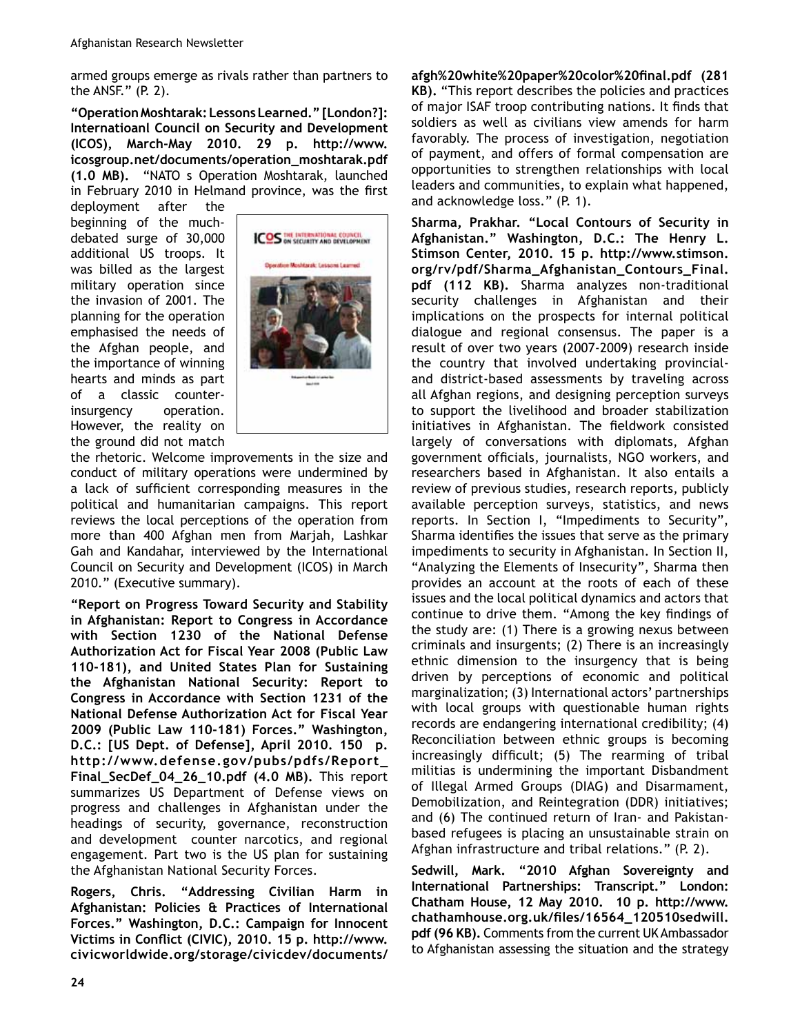armed groups emerge as rivals rather than partners to the ANSF." (P. 2).

**"Operation Moshtarak: Lessons Learned." [London?]: Internatioanl Council on Security and Development (ICOS), March-May 2010. 29 p. http://www.icosgroup.net/documents/operation_moshtarak.pdf (1.0 MB).** "NATO s Operation Moshtarak, launched in February 2010 in Helmand province, was the first deployment after the beginning of the much-debated surge of 30,000 additional US troops. It was billed as the largest military operation since the invasion of 2001. The planning for the operation emphasised the needs of the Afghan people, and the importance of winning hearts and minds as part of a classic counter-insurgency operation. However, the reality on the ground did not match the rhetoric. Welcome improvements in the size and conduct of military operations were undermined by a lack of sufficient corresponding measures in the political and humanitarian campaigns. This report reviews the local perceptions of the operation from more than 400 Afghan men from Marjah, Lashkar Gah and Kandahar, interviewed by the International Council on Security and Development (ICOS) in March 2010." (Executive summary).

**"Report on Progress Toward Security and Stability in Afghanistan: Report to Congress in Accordance with Section 1230 of the National Defense Authorization Act for Fiscal Year 2008 (Public Law 110-181), and United States Plan for Sustaining the Afghanistan National Security: Report to Congress in Accordance with Section 1231 of the National Defense Authorization Act for Fiscal Year 2009 (Public Law 110-181) Forces." Washington, D.C.: [US Dept. of Defense], April 2010. 150 p. http://www.defense.gov/pubs/pdfs/Report_Final_SecDef_04_26_10.pdf (4.0 MB).** This report summarizes US Department of Defense views on progress and challenges in Afghanistan under the headings of security, governance, reconstruction and development counter narcotics, and regional engagement. Part two is the US plan for sustaining the Afghanistan National Security Forces.

**Rogers, Chris. "Addressing Civilian Harm in Afghanistan: Policies & Practices of International Forces." Washington, D.C.: Campaign for Innocent Victims in Conflict (CIVIC), 2010. 15 p. http://www.civicworldwide.org/storage/civicdev/documents/afgh%20white%20paper%20color%20final.pdf (281 KB).** "This report describes the policies and practices of major ISAF troop contributing nations. It finds that soldiers as well as civilians view amends for harm favorably. The process of investigation, negotiation of payment, and offers of formal compensation are opportunities to strengthen relationships with local leaders and communities, to explain what happened, and acknowledge loss." (P. 1).

**Sharma, Prakhar. "Local Contours of Security in Afghanistan." Washington, D.C.: The Henry L. Stimson Center, 2010. 15 p. http://www.stimson.org/rv/pdf/Sharma_Afghanistan_Contours_Final.pdf (112 KB).** Sharma analyzes non-traditional security challenges in Afghanistan and their implications on the prospects for internal political dialogue and regional consensus. The paper is a result of over two years (2007-2009) research inside the country that involved undertaking provincial- and district-based assessments by traveling across all Afghan regions, and designing perception surveys to support the livelihood and broader stabilization initiatives in Afghanistan. The fieldwork consisted largely of conversations with diplomats, Afghan government officials, journalists, NGO workers, and researchers based in Afghanistan. It also entails a review of previous studies, research reports, publicly available perception surveys, statistics, and news reports. In Section I, "Impediments to Security", Sharma identifies the issues that serve as the primary impediments to security in Afghanistan. In Section II, "Analyzing the Elements of Insecurity", Sharma then provides an account at the roots of each of these issues and the local political dynamics and actors that continue to drive them. "Among the key findings of the study are: (1) There is a growing nexus between criminals and insurgents; (2) There is an increasingly ethnic dimension to the insurgency that is being driven by perceptions of economic and political marginalization; (3) International actors' partnerships with local groups with questionable human rights records are endangering international credibility; (4) Reconciliation between ethnic groups is becoming increasingly difficult; (5) The rearming of tribal militias is undermining the important Disbandment of Illegal Armed Groups (DIAG) and Disarmament, Demobilization, and Reintegration (DDR) initiatives; and (6) The continued return of Iran- and Pakistan-based refugees is placing an unsustainable strain on Afghan infrastructure and tribal relations." (P. 2).

**Sedwill, Mark. "2010 Afghan Sovereignty and International Partnerships: Transcript." London: Chatham House, 12 May 2010. 10 p. http://www.chathamhouse.org.uk/files/16564_120510sedwill.pdf (96 KB).** Comments from the current UK Ambassador to Afghanistan assessing the situation and the strategy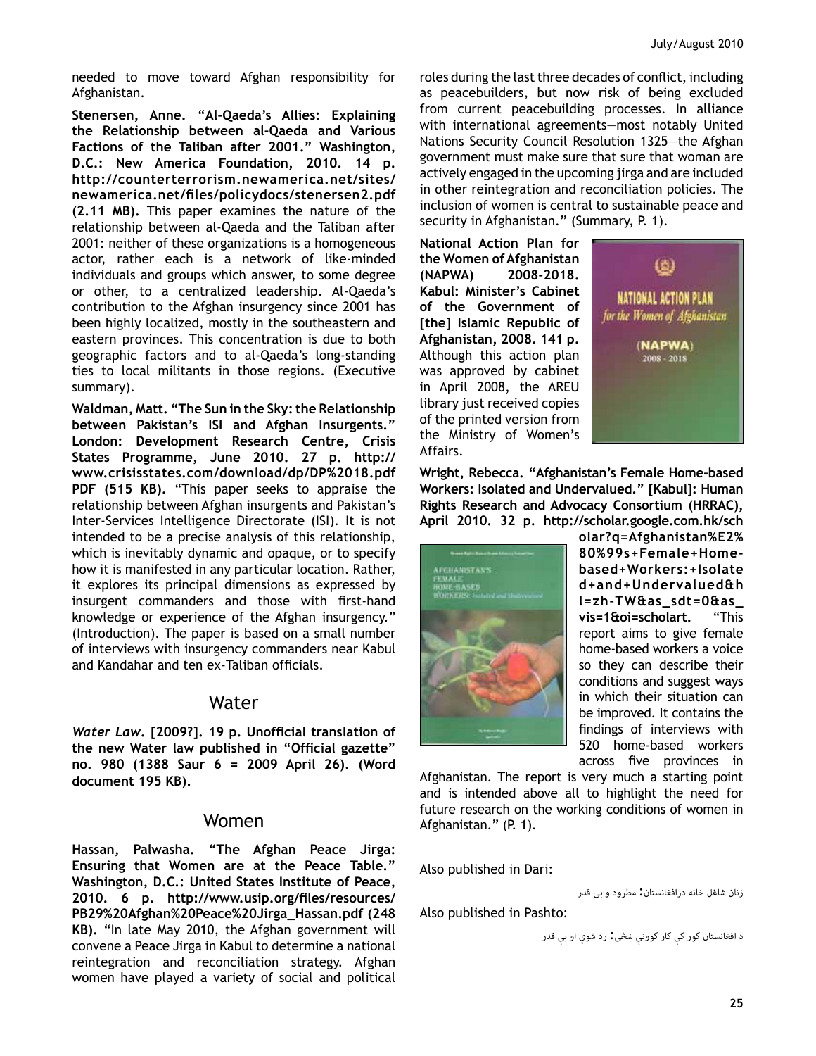needed to move toward Afghan responsibility for Afghanistan.

**Stenersen, Anne. "Al-Qaeda's Allies: Explaining the Relationship between al-Qaeda and Various Factions of the Taliban after 2001." Washington, D.C.: New America Foundation, 2010. 14 p. http://counterterrorism.newamerica.net/sites/newamerica.net/files/policydocs/stenersen2.pdf (2.11 MB).** This paper examines the nature of the relationship between al-Qaeda and the Taliban after 2001: neither of these organizations is a homogeneous actor, rather each is a network of like-minded individuals and groups which answer, to some degree or other, to a centralized leadership. Al-Qaeda's contribution to the Afghan insurgency since 2001 has been highly localized, mostly in the southeastern and eastern provinces. This concentration is due to both geographic factors and to al-Qaeda's long-standing ties to local militants in those regions. (Executive summary).

**Waldman, Matt. "The Sun in the Sky: the Relationship between Pakistan's ISI and Afghan Insurgents." London: Development Research Centre, Crisis States Programme, June 2010. 27 p. http://www.crisisstates.com/download/dp/DP%2018.pdf PDF (515 KB).** "This paper seeks to appraise the relationship between Afghan insurgents and Pakistan's Inter-Services Intelligence Directorate (ISI). It is not intended to be a precise analysis of this relationship, which is inevitably dynamic and opaque, or to specify how it is manifested in any particular location. Rather, it explores its principal dimensions as expressed by insurgent commanders and those with first-hand knowledge or experience of the Afghan insurgency." (Introduction). The paper is based on a small number of interviews with insurgency commanders near Kabul and Kandahar and ten ex-Taliban officials.

## Water

***Water Law*. [2009?]. 19 p. Unofficial translation of the new Water law published in "Official gazette" no. 980 (1388 Saur 6 = 2009 April 26). (Word document 195 KB).**

## Women

**Hassan, Palwasha. "The Afghan Peace Jirga: Ensuring that Women are at the Peace Table." Washington, D.C.: United States Institute of Peace, 2010. 6 p. http://www.usip.org/files/resources/PB29%20Afghan%20Peace%20Jirga_Hassan.pdf (248 KB).** "In late May 2010, the Afghan government will convene a Peace Jirga in Kabul to determine a national reintegration and reconciliation strategy. Afghan women have played a variety of social and political roles during the last three decades of conflict, including as peacebuilders, but now risk of being excluded from current peacebuilding processes. In alliance with international agreements—most notably United Nations Security Council Resolution 1325—the Afghan government must make sure that sure that woman are actively engaged in the upcoming jirga and are included in other reintegration and reconciliation policies. The inclusion of women is central to sustainable peace and security in Afghanistan." (Summary, P. 1).

**National Action Plan for the Women of Afghanistan (NAPWA) 2008-2018. Kabul: Minister's Cabinet of the Government of [the] Islamic Republic of Afghanistan, 2008. 141 p.** Although this action plan was approved by cabinet in April 2008, the AREU library just received copies of the printed version from the Ministry of Women's Affairs.

**Wright, Rebecca. "Afghanistan's Female Home-based Workers: Isolated and Undervalued." [Kabul]: Human Rights Research and Advocacy Consortium (HRRAC), April 2010. 32 p. http://scholar.google.com.hk/scholar?q=Afghanistan%E2%80%99s+Female+Home-based+Workers:+Isolated+and+Undervalued&hl=zh-TW&as_sdt=0&as_vis=1&oi=scholart.** "This report aims to give female home-based workers a voice so they can describe their conditions and suggest ways in which their situation can be improved. It contains the findings of interviews with 520 home-based workers across five provinces in Afghanistan. The report is very much a starting point and is intended above all to highlight the need for future research on the working conditions of women in Afghanistan." (P. 1).

Also published in Dari:

زنان شاغل خانه درافغانستان: مطرود و بی قدر

Also published in Pashto:

د افغانستان کور کې کار کوونې ښځې: رد شوې او بې قدر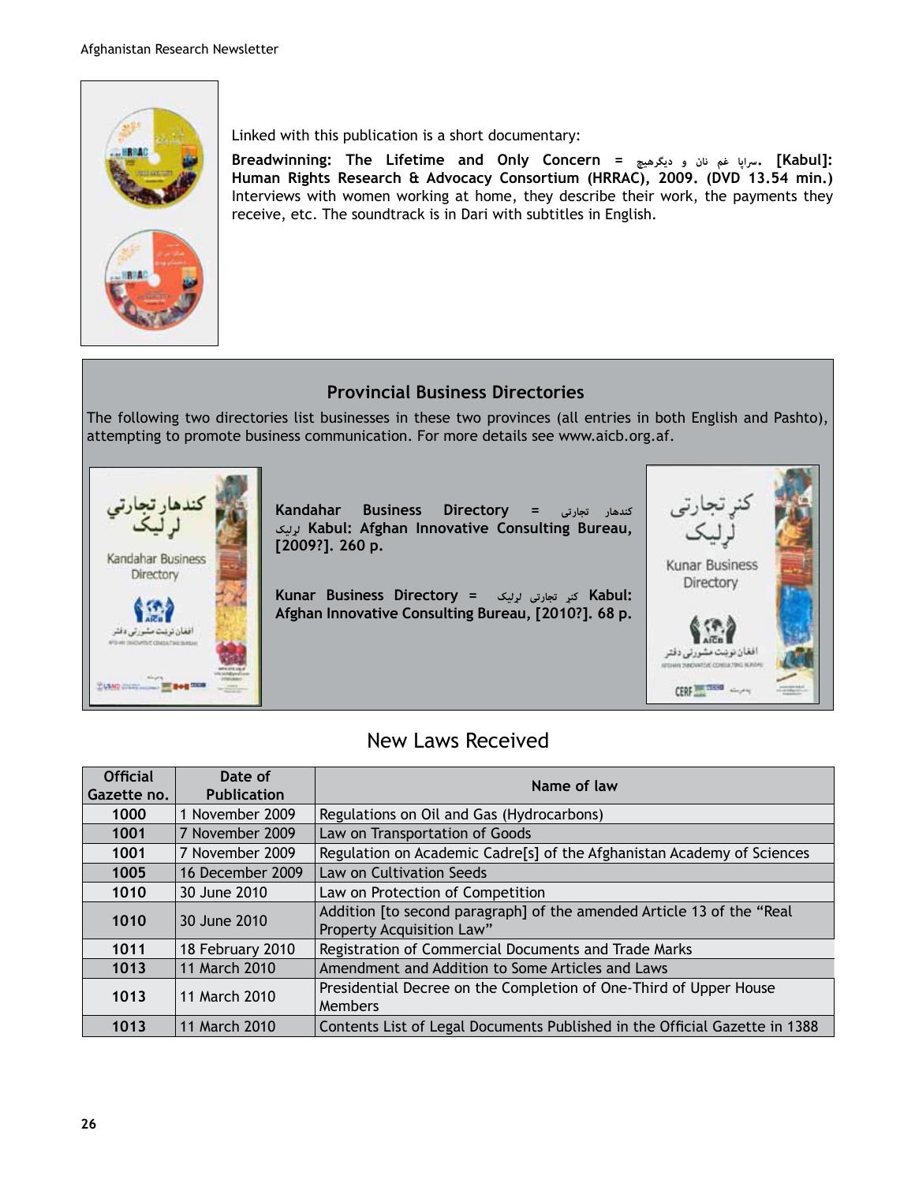Linked with this publication is a short documentary:

**Breadwinning: The Lifetime and Only Concern = سراپا غم نان و دیگرهیچ. [Kabul]: Human Rights Research & Advocacy Consortium (HRRAC), 2009. (DVD 13.54 min.)** Interviews with women working at home, they describe their work, the payments they receive, etc. The soundtrack is in Dari with subtitles in English.

## Provincial Business Directories

The following two directories list businesses in these two provinces (all entries in both English and Pashto), attempting to promote business communication. For more details see www.aicb.org.af.

**Kandahar Business Directory = کندهار تجارتی لرلیک Kabul: Afghan Innovative Consulting Bureau, [2009?]. 260 p.**

**Kunar Business Directory = کنر تجارتی لرلیک Kabul: Afghan Innovative Consulting Bureau, [2010?]. 68 p.**

## New Laws Received

| Official Gazette no. | Date of Publication | Name of law |
|---|---|---|
| 1000 | 1 November 2009 | Regulations on Oil and Gas (Hydrocarbons) |
| 1001 | 7 November 2009 | Law on Transportation of Goods |
| 1001 | 7 November 2009 | Regulation on Academic Cadre[s] of the Afghanistan Academy of Sciences |
| 1005 | 16 December 2009 | Law on Cultivation Seeds |
| 1010 | 30 June 2010 | Law on Protection of Competition |
| 1010 | 30 June 2010 | Addition [to second paragraph] of the amended Article 13 of the "Real Property Acquisition Law" |
| 1011 | 18 February 2010 | Registration of Commercial Documents and Trade Marks |
| 1013 | 11 March 2010 | Amendment and Addition to Some Articles and Laws |
| 1013 | 11 March 2010 | Presidential Decree on the Completion of One-Third of Upper House Members |
| 1013 | 11 March 2010 | Contents List of Legal Documents Published in the Official Gazette in 1388 |